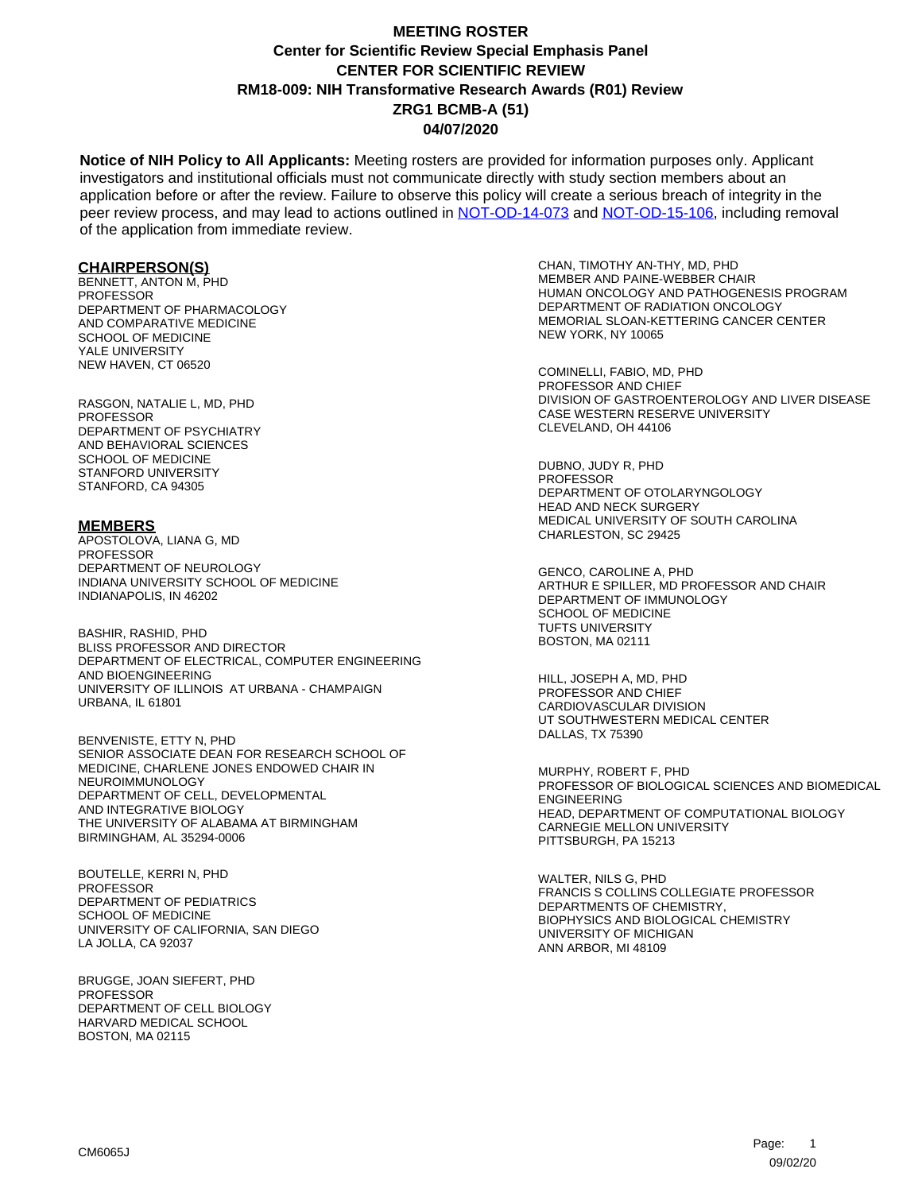# MEETING ROSTER

## Center for Scientific Review Special Emphasis Panel

## CENTER FOR SCIENTIFIC REVIEW

## RM18-009: NIH Transformative Research Awards (R01) Review

## ZRG1 BCMB-A (51)

## 04/07/2020

**Notice of NIH Policy to All Applicants:** Meeting rosters are provided for information purposes only. Applicant investigators and institutional officials must not communicate directly with study section members about an application before or after the review. Failure to observe this policy will create a serious breach of integrity in the peer review process, and may lead to actions outlined in [NOT-OD-14-073] and [NOT-OD-15-106], including removal of the application from immediate review.

### CHAIRPERSON(S)

BENNETT, ANTON M, PHD
PROFESSOR
DEPARTMENT OF PHARMACOLOGY
AND COMPARATIVE MEDICINE
SCHOOL OF MEDICINE
YALE UNIVERSITY
NEW HAVEN, CT 06520

RASGON, NATALIE L, MD, PHD
PROFESSOR
DEPARTMENT OF PSYCHIATRY
AND BEHAVIORAL SCIENCES
SCHOOL OF MEDICINE
STANFORD UNIVERSITY
STANFORD, CA 94305

### MEMBERS

APOSTOLOVA, LIANA G, MD
PROFESSOR
DEPARTMENT OF NEUROLOGY
INDIANA UNIVERSITY SCHOOL OF MEDICINE
INDIANAPOLIS, IN 46202

BASHIR, RASHID, PHD
BLISS PROFESSOR AND DIRECTOR
DEPARTMENT OF ELECTRICAL, COMPUTER ENGINEERING
AND BIOENGINEERING
UNIVERSITY OF ILLINOIS AT URBANA - CHAMPAIGN
URBANA, IL 61801

BENVENISTE, ETTY N, PHD
SENIOR ASSOCIATE DEAN FOR RESEARCH SCHOOL OF
MEDICINE, CHARLENE JONES ENDOWED CHAIR IN
NEUROIMMUNOLOGY
DEPARTMENT OF CELL, DEVELOPMENTAL
AND INTEGRATIVE BIOLOGY
THE UNIVERSITY OF ALABAMA AT BIRMINGHAM
BIRMINGHAM, AL 35294-0006

BOUTELLE, KERRI N, PHD
PROFESSOR
DEPARTMENT OF PEDIATRICS
SCHOOL OF MEDICINE
UNIVERSITY OF CALIFORNIA, SAN DIEGO
LA JOLLA, CA 92037

BRUGGE, JOAN SIEFERT, PHD
PROFESSOR
DEPARTMENT OF CELL BIOLOGY
HARVARD MEDICAL SCHOOL
BOSTON, MA 02115

CHAN, TIMOTHY AN-THY, MD, PHD
MEMBER AND PAINE-WEBBER CHAIR
HUMAN ONCOLOGY AND PATHOGENESIS PROGRAM
DEPARTMENT OF RADIATION ONCOLOGY
MEMORIAL SLOAN-KETTERING CANCER CENTER
NEW YORK, NY 10065

COMINELLI, FABIO, MD, PHD
PROFESSOR AND CHIEF
DIVISION OF GASTROENTEROLOGY AND LIVER DISEASE
CASE WESTERN RESERVE UNIVERSITY
CLEVELAND, OH 44106

DUBNO, JUDY R, PHD
PROFESSOR
DEPARTMENT OF OTOLARYNGOLOGY
HEAD AND NECK SURGERY
MEDICAL UNIVERSITY OF SOUTH CAROLINA
CHARLESTON, SC 29425

GENCO, CAROLINE A, PHD
ARTHUR E SPILLER, MD PROFESSOR AND CHAIR
DEPARTMENT OF IMMUNOLOGY
SCHOOL OF MEDICINE
TUFTS UNIVERSITY
BOSTON, MA 02111

HILL, JOSEPH A, MD, PHD
PROFESSOR AND CHIEF
CARDIOVASCULAR DIVISION
UT SOUTHWESTERN MEDICAL CENTER
DALLAS, TX 75390

MURPHY, ROBERT F, PHD
PROFESSOR OF BIOLOGICAL SCIENCES AND BIOMEDICAL
ENGINEERING
HEAD, DEPARTMENT OF COMPUTATIONAL BIOLOGY
CARNEGIE MELLON UNIVERSITY
PITTSBURGH, PA 15213

WALTER, NILS G, PHD
FRANCIS S COLLINS COLLEGIATE PROFESSOR
DEPARTMENTS OF CHEMISTRY,
BIOPHYSICS AND BIOLOGICAL CHEMISTRY
UNIVERSITY OF MICHIGAN
ANN ARBOR, MI 48109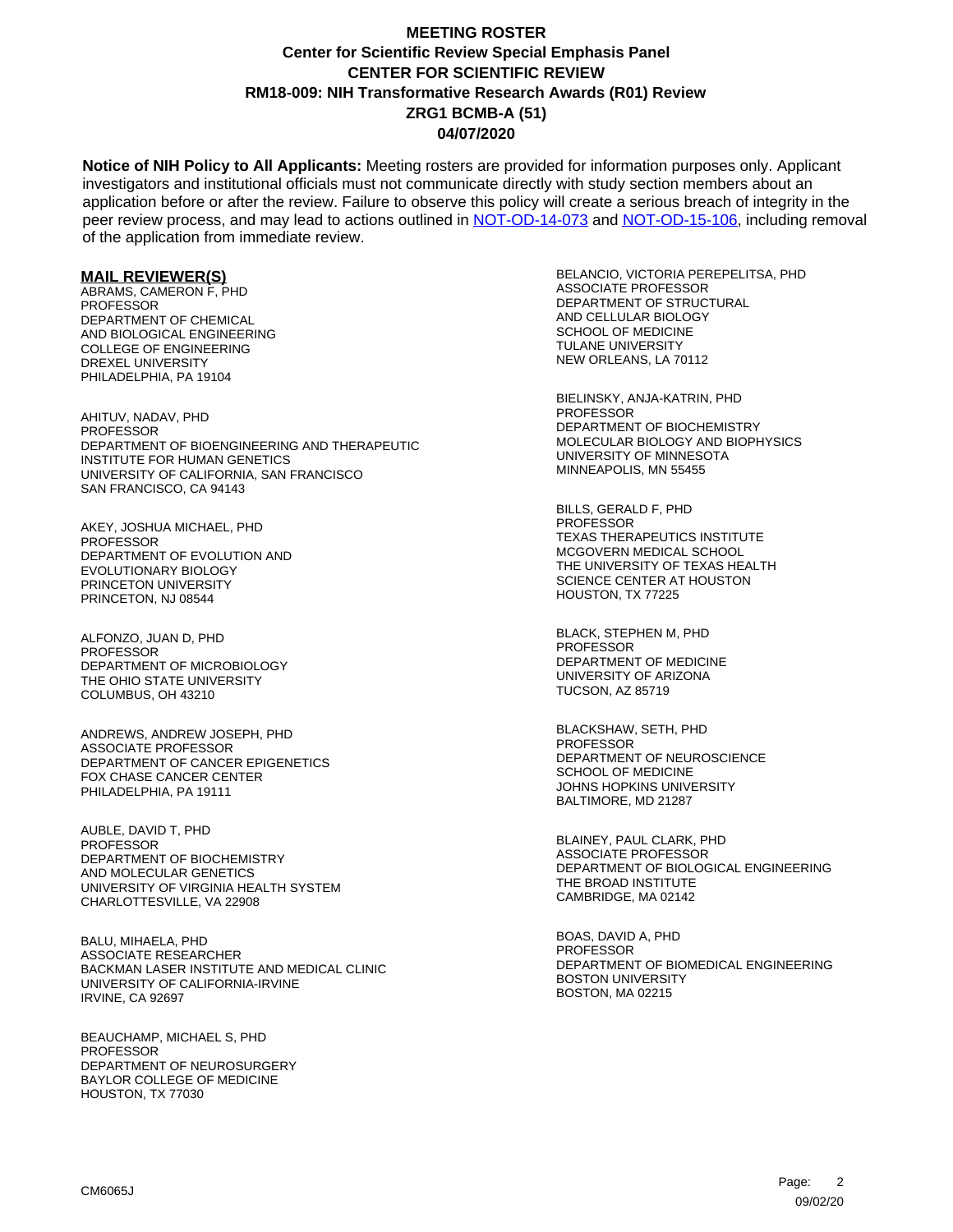# MEETING ROSTER
## Center for Scientific Review Special Emphasis Panel
## CENTER FOR SCIENTIFIC REVIEW
## RM18-009: NIH Transformative Research Awards (R01) Review
## ZRG1 BCMB-A (51)
## 04/07/2020

**Notice of NIH Policy to All Applicants:** Meeting rosters are provided for information purposes only. Applicant investigators and institutional officials must not communicate directly with study section members about an application before or after the review. Failure to observe this policy will create a serious breach of integrity in the peer review process, and may lead to actions outlined in NOT-OD-14-073 and NOT-OD-15-106, including removal of the application from immediate review.

**MAIL REVIEWER(S)**

ABRAMS, CAMERON F, PHD
PROFESSOR
DEPARTMENT OF CHEMICAL
AND BIOLOGICAL ENGINEERING
COLLEGE OF ENGINEERING
DREXEL UNIVERSITY
PHILADELPHIA, PA 19104

AHITUV, NADAV, PHD
PROFESSOR
DEPARTMENT OF BIOENGINEERING AND THERAPEUTIC
INSTITUTE FOR HUMAN GENETICS
UNIVERSITY OF CALIFORNIA, SAN FRANCISCO
SAN FRANCISCO, CA 94143

AKEY, JOSHUA MICHAEL, PHD
PROFESSOR
DEPARTMENT OF EVOLUTION AND
EVOLUTIONARY BIOLOGY
PRINCETON UNIVERSITY
PRINCETON, NJ 08544

ALFONZO, JUAN D, PHD
PROFESSOR
DEPARTMENT OF MICROBIOLOGY
THE OHIO STATE UNIVERSITY
COLUMBUS, OH 43210

ANDREWS, ANDREW JOSEPH, PHD
ASSOCIATE PROFESSOR
DEPARTMENT OF CANCER EPIGENETICS
FOX CHASE CANCER CENTER
PHILADELPHIA, PA 19111

AUBLE, DAVID T, PHD
PROFESSOR
DEPARTMENT OF BIOCHEMISTRY
AND MOLECULAR GENETICS
UNIVERSITY OF VIRGINIA HEALTH SYSTEM
CHARLOTTESVILLE, VA 22908

BALU, MIHAELA, PHD
ASSOCIATE RESEARCHER
BACKMAN LASER INSTITUTE AND MEDICAL CLINIC
UNIVERSITY OF CALIFORNIA-IRVINE
IRVINE, CA 92697

BEAUCHAMP, MICHAEL S, PHD
PROFESSOR
DEPARTMENT OF NEUROSURGERY
BAYLOR COLLEGE OF MEDICINE
HOUSTON, TX 77030

BELANCIO, VICTORIA PEREPELITSA, PHD
ASSOCIATE PROFESSOR
DEPARTMENT OF STRUCTURAL
AND CELLULAR BIOLOGY
SCHOOL OF MEDICINE
TULANE UNIVERSITY
NEW ORLEANS, LA 70112

BIELINSKY, ANJA-KATRIN, PHD
PROFESSOR
DEPARTMENT OF BIOCHEMISTRY
MOLECULAR BIOLOGY AND BIOPHYSICS
UNIVERSITY OF MINNESOTA
MINNEAPOLIS, MN 55455

BILLS, GERALD F, PHD
PROFESSOR
TEXAS THERAPEUTICS INSTITUTE
MCGOVERN MEDICAL SCHOOL
THE UNIVERSITY OF TEXAS HEALTH
SCIENCE CENTER AT HOUSTON
HOUSTON, TX 77225

BLACK, STEPHEN M, PHD
PROFESSOR
DEPARTMENT OF MEDICINE
UNIVERSITY OF ARIZONA
TUCSON, AZ 85719

BLACKSHAW, SETH, PHD
PROFESSOR
DEPARTMENT OF NEUROSCIENCE
SCHOOL OF MEDICINE
JOHNS HOPKINS UNIVERSITY
BALTIMORE, MD 21287

BLAINEY, PAUL CLARK, PHD
ASSOCIATE PROFESSOR
DEPARTMENT OF BIOLOGICAL ENGINEERING
THE BROAD INSTITUTE
CAMBRIDGE, MA 02142

BOAS, DAVID A, PHD
PROFESSOR
DEPARTMENT OF BIOMEDICAL ENGINEERING
BOSTON UNIVERSITY
BOSTON, MA 02215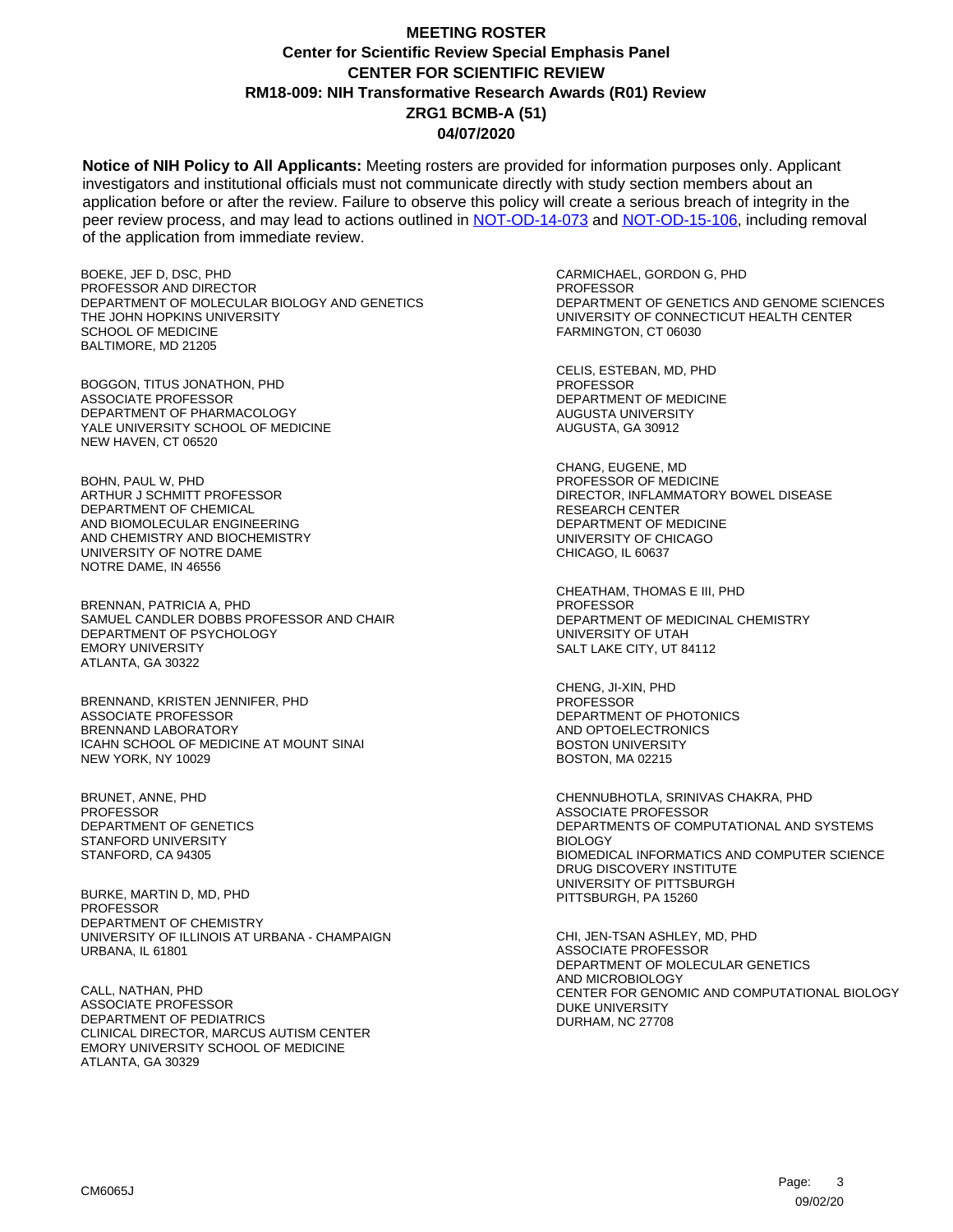# MEETING ROSTER
## Center for Scientific Review Special Emphasis Panel
## CENTER FOR SCIENTIFIC REVIEW
## RM18-009: NIH Transformative Research Awards (R01) Review
## ZRG1 BCMB-A (51)
## 04/07/2020

**Notice of NIH Policy to All Applicants:** Meeting rosters are provided for information purposes only. Applicant investigators and institutional officials must not communicate directly with study section members about an application before or after the review. Failure to observe this policy will create a serious breach of integrity in the peer review process, and may lead to actions outlined in NOT-OD-14-073 and NOT-OD-15-106, including removal of the application from immediate review.

BOEKE, JEF D, DSC, PHD
PROFESSOR AND DIRECTOR
DEPARTMENT OF MOLECULAR BIOLOGY AND GENETICS
THE JOHN HOPKINS UNIVERSITY
SCHOOL OF MEDICINE
BALTIMORE, MD 21205

BOGGON, TITUS JONATHON, PHD
ASSOCIATE PROFESSOR
DEPARTMENT OF PHARMACOLOGY
YALE UNIVERSITY SCHOOL OF MEDICINE
NEW HAVEN, CT 06520

BOHN, PAUL W, PHD
ARTHUR J SCHMITT PROFESSOR
DEPARTMENT OF CHEMICAL
AND BIOMOLECULAR ENGINEERING
AND CHEMISTRY AND BIOCHEMISTRY
UNIVERSITY OF NOTRE DAME
NOTRE DAME, IN 46556

BRENNAN, PATRICIA A, PHD
SAMUEL CANDLER DOBBS PROFESSOR AND CHAIR
DEPARTMENT OF PSYCHOLOGY
EMORY UNIVERSITY
ATLANTA, GA 30322

BRENNAND, KRISTEN JENNIFER, PHD
ASSOCIATE PROFESSOR
BRENNAND LABORATORY
ICAHN SCHOOL OF MEDICINE AT MOUNT SINAI
NEW YORK, NY 10029

BRUNET, ANNE, PHD
PROFESSOR
DEPARTMENT OF GENETICS
STANFORD UNIVERSITY
STANFORD, CA 94305

BURKE, MARTIN D, MD, PHD
PROFESSOR
DEPARTMENT OF CHEMISTRY
UNIVERSITY OF ILLINOIS AT URBANA - CHAMPAIGN
URBANA, IL 61801

CALL, NATHAN, PHD
ASSOCIATE PROFESSOR
DEPARTMENT OF PEDIATRICS
CLINICAL DIRECTOR, MARCUS AUTISM CENTER
EMORY UNIVERSITY SCHOOL OF MEDICINE
ATLANTA, GA 30329

CARMICHAEL, GORDON G, PHD
PROFESSOR
DEPARTMENT OF GENETICS AND GENOME SCIENCES
UNIVERSITY OF CONNECTICUT HEALTH CENTER
FARMINGTON, CT 06030

CELIS, ESTEBAN, MD, PHD
PROFESSOR
DEPARTMENT OF MEDICINE
AUGUSTA UNIVERSITY
AUGUSTA, GA 30912

CHANG, EUGENE, MD
PROFESSOR OF MEDICINE
DIRECTOR, INFLAMMATORY BOWEL DISEASE
RESEARCH CENTER
DEPARTMENT OF MEDICINE
UNIVERSITY OF CHICAGO
CHICAGO, IL 60637

CHEATHAM, THOMAS E III, PHD
PROFESSOR
DEPARTMENT OF MEDICINAL CHEMISTRY
UNIVERSITY OF UTAH
SALT LAKE CITY, UT 84112

CHENG, JI-XIN, PHD
PROFESSOR
DEPARTMENT OF PHOTONICS
AND OPTOELECTRONICS
BOSTON UNIVERSITY
BOSTON, MA 02215

CHENNUBHOTLA, SRINIVAS CHAKRA, PHD
ASSOCIATE PROFESSOR
DEPARTMENTS OF COMPUTATIONAL AND SYSTEMS
BIOLOGY
BIOMEDICAL INFORMATICS AND COMPUTER SCIENCE
DRUG DISCOVERY INSTITUTE
UNIVERSITY OF PITTSBURGH
PITTSBURGH, PA 15260

CHI, JEN-TSAN ASHLEY, MD, PHD
ASSOCIATE PROFESSOR
DEPARTMENT OF MOLECULAR GENETICS
AND MICROBIOLOGY
CENTER FOR GENOMIC AND COMPUTATIONAL BIOLOGY
DUKE UNIVERSITY
DURHAM, NC 27708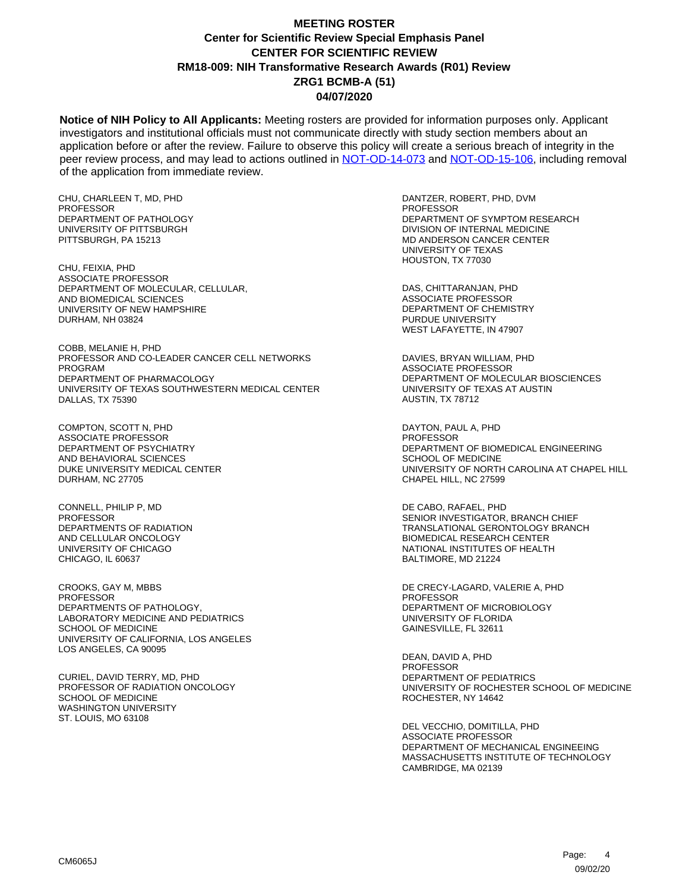# MEETING ROSTER
## Center for Scientific Review Special Emphasis Panel
## CENTER FOR SCIENTIFIC REVIEW
## RM18-009: NIH Transformative Research Awards (R01) Review
## ZRG1 BCMB-A (51)
## 04/07/2020

**Notice of NIH Policy to All Applicants:** Meeting rosters are provided for information purposes only. Applicant investigators and institutional officials must not communicate directly with study section members about an application before or after the review. Failure to observe this policy will create a serious breach of integrity in the peer review process, and may lead to actions outlined in NOT-OD-14-073 and NOT-OD-15-106, including removal of the application from immediate review.

CHU, CHARLEEN T, MD, PHD
PROFESSOR
DEPARTMENT OF PATHOLOGY
UNIVERSITY OF PITTSBURGH
PITTSBURGH, PA 15213

CHU, FEIXIA, PHD
ASSOCIATE PROFESSOR
DEPARTMENT OF MOLECULAR, CELLULAR,
AND BIOMEDICAL SCIENCES
UNIVERSITY OF NEW HAMPSHIRE
DURHAM, NH 03824

COBB, MELANIE H, PHD
PROFESSOR AND CO-LEADER CANCER CELL NETWORKS PROGRAM
DEPARTMENT OF PHARMACOLOGY
UNIVERSITY OF TEXAS SOUTHWESTERN MEDICAL CENTER
DALLAS, TX 75390

COMPTON, SCOTT N, PHD
ASSOCIATE PROFESSOR
DEPARTMENT OF PSYCHIATRY
AND BEHAVIORAL SCIENCES
DUKE UNIVERSITY MEDICAL CENTER
DURHAM, NC 27705

CONNELL, PHILIP P, MD
PROFESSOR
DEPARTMENTS OF RADIATION
AND CELLULAR ONCOLOGY
UNIVERSITY OF CHICAGO
CHICAGO, IL 60637

CROOKS, GAY M, MBBS
PROFESSOR
DEPARTMENTS OF PATHOLOGY,
LABORATORY MEDICINE AND PEDIATRICS
SCHOOL OF MEDICINE
UNIVERSITY OF CALIFORNIA, LOS ANGELES
LOS ANGELES, CA 90095

CURIEL, DAVID TERRY, MD, PHD
PROFESSOR OF RADIATION ONCOLOGY
SCHOOL OF MEDICINE
WASHINGTON UNIVERSITY
ST. LOUIS, MO 63108

DANTZER, ROBERT, PHD, DVM
PROFESSOR
DEPARTMENT OF SYMPTOM RESEARCH
DIVISION OF INTERNAL MEDICINE
MD ANDERSON CANCER CENTER
UNIVERSITY OF TEXAS
HOUSTON, TX 77030

DAS, CHITTARANJAN, PHD
ASSOCIATE PROFESSOR
DEPARTMENT OF CHEMISTRY
PURDUE UNIVERSITY
WEST LAFAYETTE, IN 47907

DAVIES, BRYAN WILLIAM, PHD
ASSOCIATE PROFESSOR
DEPARTMENT OF MOLECULAR BIOSCIENCES
UNIVERSITY OF TEXAS AT AUSTIN
AUSTIN, TX 78712

DAYTON, PAUL A, PHD
PROFESSOR
DEPARTMENT OF BIOMEDICAL ENGINEERING
SCHOOL OF MEDICINE
UNIVERSITY OF NORTH CAROLINA AT CHAPEL HILL
CHAPEL HILL, NC 27599

DE CABO, RAFAEL, PHD
SENIOR INVESTIGATOR, BRANCH CHIEF
TRANSLATIONAL GERONTOLOGY BRANCH
BIOMEDICAL RESEARCH CENTER
NATIONAL INSTITUTES OF HEALTH
BALTIMORE, MD 21224

DE CRECY-LAGARD, VALERIE A, PHD
PROFESSOR
DEPARTMENT OF MICROBIOLOGY
UNIVERSITY OF FLORIDA
GAINESVILLE, FL 32611

DEAN, DAVID A, PHD
PROFESSOR
DEPARTMENT OF PEDIATRICS
UNIVERSITY OF ROCHESTER SCHOOL OF MEDICINE
ROCHESTER, NY 14642

DEL VECCHIO, DOMITILLA, PHD
ASSOCIATE PROFESSOR
DEPARTMENT OF MECHANICAL ENGINEEING
MASSACHUSETTS INSTITUTE OF TECHNOLOGY
CAMBRIDGE, MA 02139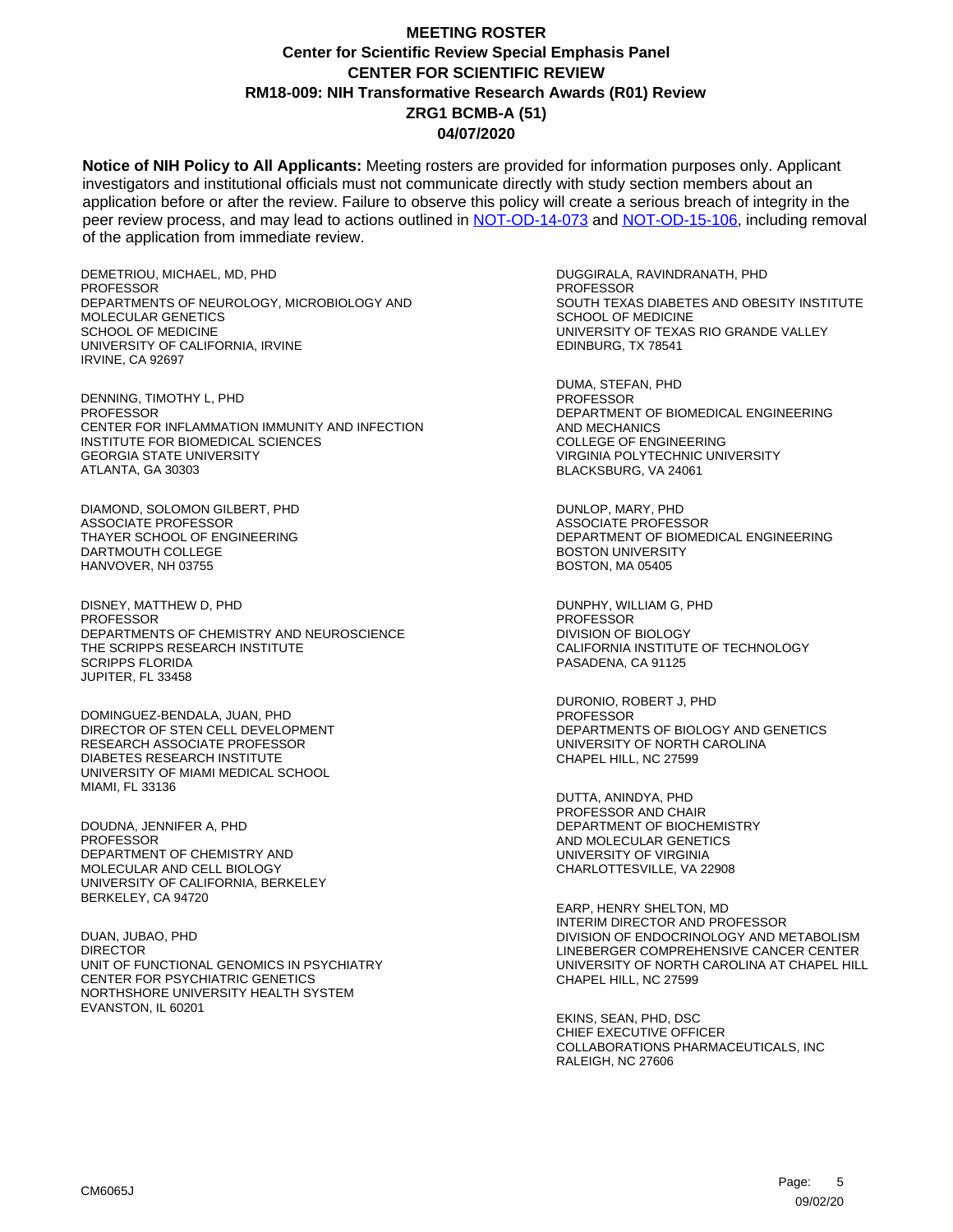# MEETING ROSTER
## Center for Scientific Review Special Emphasis Panel
## CENTER FOR SCIENTIFIC REVIEW
## RM18-009: NIH Transformative Research Awards (R01) Review
## ZRG1 BCMB-A (51)
## 04/07/2020

**Notice of NIH Policy to All Applicants:** Meeting rosters are provided for information purposes only. Applicant investigators and institutional officials must not communicate directly with study section members about an application before or after the review. Failure to observe this policy will create a serious breach of integrity in the peer review process, and may lead to actions outlined in NOT-OD-14-073 and NOT-OD-15-106, including removal of the application from immediate review.

DEMETRIOU, MICHAEL, MD, PHD
PROFESSOR
DEPARTMENTS OF NEUROLOGY, MICROBIOLOGY AND MOLECULAR GENETICS
SCHOOL OF MEDICINE
UNIVERSITY OF CALIFORNIA, IRVINE
IRVINE, CA 92697

DENNING, TIMOTHY L, PHD
PROFESSOR
CENTER FOR INFLAMMATION IMMUNITY AND INFECTION
INSTITUTE FOR BIOMEDICAL SCIENCES
GEORGIA STATE UNIVERSITY
ATLANTA, GA 30303

DIAMOND, SOLOMON GILBERT, PHD
ASSOCIATE PROFESSOR
THAYER SCHOOL OF ENGINEERING
DARTMOUTH COLLEGE
HANVOVER, NH 03755

DISNEY, MATTHEW D, PHD
PROFESSOR
DEPARTMENTS OF CHEMISTRY AND NEUROSCIENCE
THE SCRIPPS RESEARCH INSTITUTE
SCRIPPS FLORIDA
JUPITER, FL 33458

DOMINGUEZ-BENDALA, JUAN, PHD
DIRECTOR OF STEN CELL DEVELOPMENT
RESEARCH ASSOCIATE PROFESSOR
DIABETES RESEARCH INSTITUTE
UNIVERSITY OF MIAMI MEDICAL SCHOOL
MIAMI, FL 33136

DOUDNA, JENNIFER A, PHD
PROFESSOR
DEPARTMENT OF CHEMISTRY AND MOLECULAR AND CELL BIOLOGY
UNIVERSITY OF CALIFORNIA, BERKELEY
BERKELEY, CA 94720

DUAN, JUBAO, PHD
DIRECTOR
UNIT OF FUNCTIONAL GENOMICS IN PSYCHIATRY
CENTER FOR PSYCHIATRIC GENETICS
NORTHSHORE UNIVERSITY HEALTH SYSTEM
EVANSTON, IL 60201

DUGGIRALA, RAVINDRANATH, PHD
PROFESSOR
SOUTH TEXAS DIABETES AND OBESITY INSTITUTE
SCHOOL OF MEDICINE
UNIVERSITY OF TEXAS RIO GRANDE VALLEY
EDINBURG, TX 78541

DUMA, STEFAN, PHD
PROFESSOR
DEPARTMENT OF BIOMEDICAL ENGINEERING AND MECHANICS
COLLEGE OF ENGINEERING
VIRGINIA POLYTECHNIC UNIVERSITY
BLACKSBURG, VA 24061

DUNLOP, MARY, PHD
ASSOCIATE PROFESSOR
DEPARTMENT OF BIOMEDICAL ENGINEERING
BOSTON UNIVERSITY
BOSTON, MA 05405

DUNPHY, WILLIAM G, PHD
PROFESSOR
DIVISION OF BIOLOGY
CALIFORNIA INSTITUTE OF TECHNOLOGY
PASADENA, CA 91125

DURONIO, ROBERT J, PHD
PROFESSOR
DEPARTMENTS OF BIOLOGY AND GENETICS
UNIVERSITY OF NORTH CAROLINA
CHAPEL HILL, NC 27599

DUTTA, ANINDYA, PHD
PROFESSOR AND CHAIR
DEPARTMENT OF BIOCHEMISTRY AND MOLECULAR GENETICS
UNIVERSITY OF VIRGINIA
CHARLOTTESVILLE, VA 22908

EARP, HENRY SHELTON, MD
INTERIM DIRECTOR AND PROFESSOR
DIVISION OF ENDOCRINOLOGY AND METABOLISM
LINEBERGER COMPREHENSIVE CANCER CENTER
UNIVERSITY OF NORTH CAROLINA AT CHAPEL HILL
CHAPEL HILL, NC 27599

EKINS, SEAN, PHD, DSC
CHIEF EXECUTIVE OFFICER
COLLABORATIONS PHARMACEUTICALS, INC
RALEIGH, NC 27606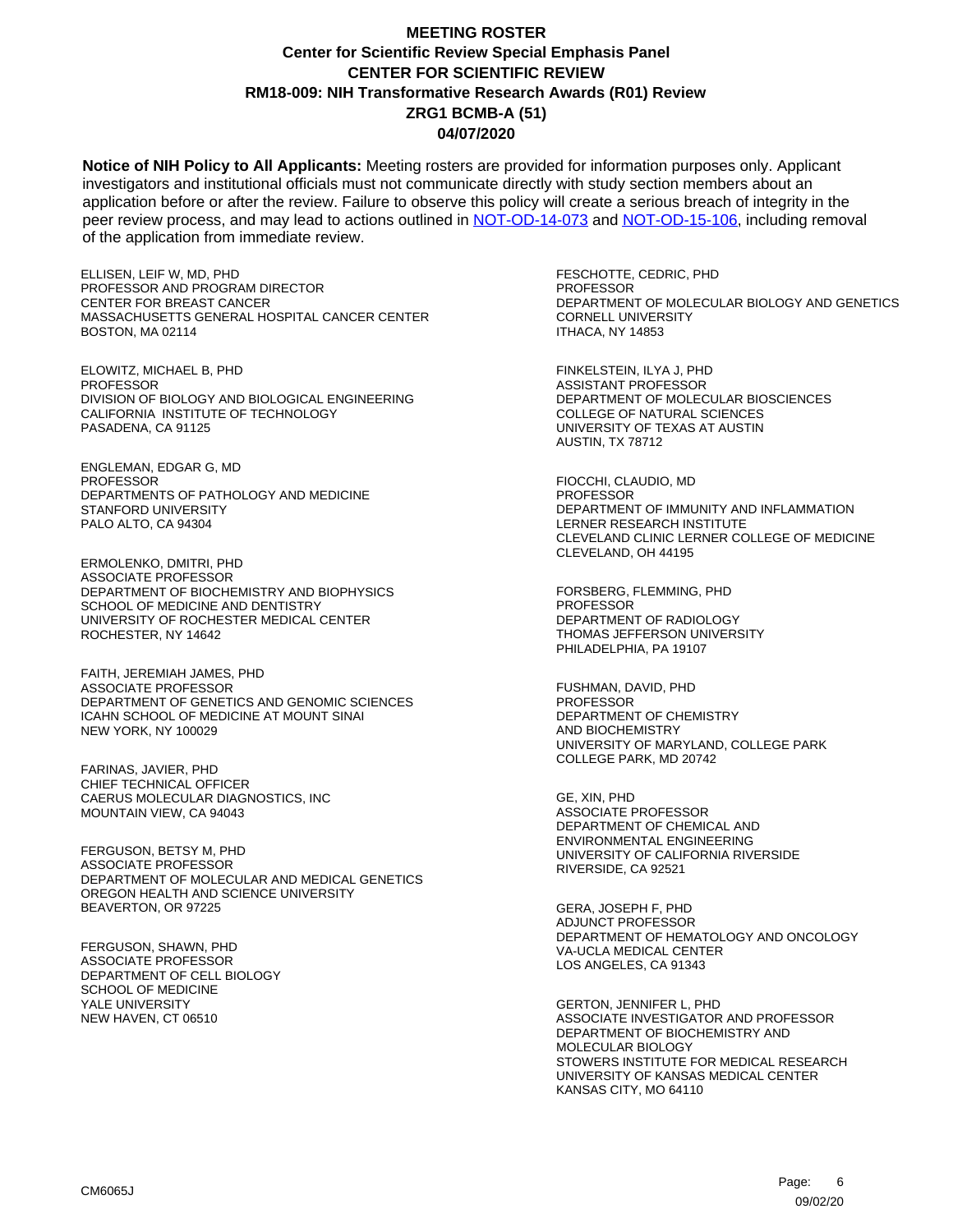# MEETING ROSTER
## Center for Scientific Review Special Emphasis Panel
## CENTER FOR SCIENTIFIC REVIEW
## RM18-009: NIH Transformative Research Awards (R01) Review
## ZRG1 BCMB-A (51)
## 04/07/2020

**Notice of NIH Policy to All Applicants:** Meeting rosters are provided for information purposes only. Applicant investigators and institutional officials must not communicate directly with study section members about an application before or after the review. Failure to observe this policy will create a serious breach of integrity in the peer review process, and may lead to actions outlined in NOT-OD-14-073 and NOT-OD-15-106, including removal of the application from immediate review.

ELLISEN, LEIF W, MD, PHD
PROFESSOR AND PROGRAM DIRECTOR
CENTER FOR BREAST CANCER
MASSACHUSETTS GENERAL HOSPITAL CANCER CENTER
BOSTON, MA 02114

ELOWITZ, MICHAEL B, PHD
PROFESSOR
DIVISION OF BIOLOGY AND BIOLOGICAL ENGINEERING
CALIFORNIA INSTITUTE OF TECHNOLOGY
PASADENA, CA 91125

ENGLEMAN, EDGAR G, MD
PROFESSOR
DEPARTMENTS OF PATHOLOGY AND MEDICINE
STANFORD UNIVERSITY
PALO ALTO, CA 94304

ERMOLENKO, DMITRI, PHD
ASSOCIATE PROFESSOR
DEPARTMENT OF BIOCHEMISTRY AND BIOPHYSICS
SCHOOL OF MEDICINE AND DENTISTRY
UNIVERSITY OF ROCHESTER MEDICAL CENTER
ROCHESTER, NY 14642

FAITH, JEREMIAH JAMES, PHD
ASSOCIATE PROFESSOR
DEPARTMENT OF GENETICS AND GENOMIC SCIENCES
ICAHN SCHOOL OF MEDICINE AT MOUNT SINAI
NEW YORK, NY 100029

FARINAS, JAVIER, PHD
CHIEF TECHNICAL OFFICER
CAERUS MOLECULAR DIAGNOSTICS, INC
MOUNTAIN VIEW, CA 94043

FERGUSON, BETSY M, PHD
ASSOCIATE PROFESSOR
DEPARTMENT OF MOLECULAR AND MEDICAL GENETICS
OREGON HEALTH AND SCIENCE UNIVERSITY
BEAVERTON, OR 97225

FERGUSON, SHAWN, PHD
ASSOCIATE PROFESSOR
DEPARTMENT OF CELL BIOLOGY
SCHOOL OF MEDICINE
YALE UNIVERSITY
NEW HAVEN, CT 06510

FESCHOTTE, CEDRIC, PHD
PROFESSOR
DEPARTMENT OF MOLECULAR BIOLOGY AND GENETICS
CORNELL UNIVERSITY
ITHACA, NY 14853

FINKELSTEIN, ILYA J, PHD
ASSISTANT PROFESSOR
DEPARTMENT OF MOLECULAR BIOSCIENCES
COLLEGE OF NATURAL SCIENCES
UNIVERSITY OF TEXAS AT AUSTIN
AUSTIN, TX 78712

FIOCCHI, CLAUDIO, MD
PROFESSOR
DEPARTMENT OF IMMUNITY AND INFLAMMATION
LERNER RESEARCH INSTITUTE
CLEVELAND CLINIC LERNER COLLEGE OF MEDICINE
CLEVELAND, OH 44195

FORSBERG, FLEMMING, PHD
PROFESSOR
DEPARTMENT OF RADIOLOGY
THOMAS JEFFERSON UNIVERSITY
PHILADELPHIA, PA 19107

FUSHMAN, DAVID, PHD
PROFESSOR
DEPARTMENT OF CHEMISTRY
AND BIOCHEMISTRY
UNIVERSITY OF MARYLAND, COLLEGE PARK
COLLEGE PARK, MD 20742

GE, XIN, PHD
ASSOCIATE PROFESSOR
DEPARTMENT OF CHEMICAL AND
ENVIRONMENTAL ENGINEERING
UNIVERSITY OF CALIFORNIA RIVERSIDE
RIVERSIDE, CA 92521

GERA, JOSEPH F, PHD
ADJUNCT PROFESSOR
DEPARTMENT OF HEMATOLOGY AND ONCOLOGY
VA-UCLA MEDICAL CENTER
LOS ANGELES, CA 91343

GERTON, JENNIFER L, PHD
ASSOCIATE INVESTIGATOR AND PROFESSOR
DEPARTMENT OF BIOCHEMISTRY AND
MOLECULAR BIOLOGY
STOWERS INSTITUTE FOR MEDICAL RESEARCH
UNIVERSITY OF KANSAS MEDICAL CENTER
KANSAS CITY, MO 64110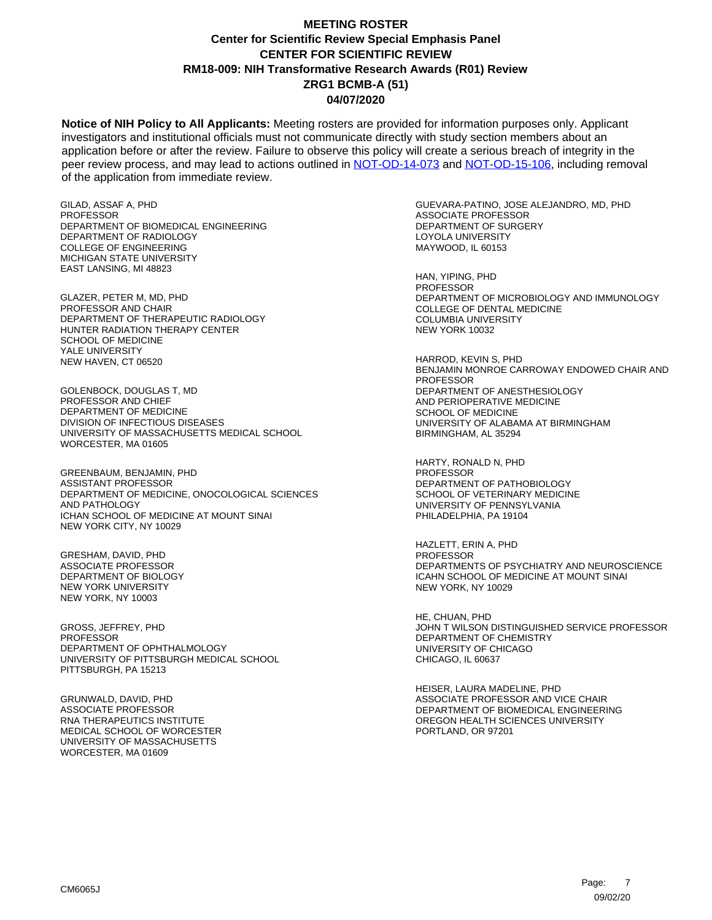# MEETING ROSTER

## Center for Scientific Review Special Emphasis Panel

## CENTER FOR SCIENTIFIC REVIEW

## RM18-009: NIH Transformative Research Awards (R01) Review

## ZRG1 BCMB-A (51)

## 04/07/2020

**Notice of NIH Policy to All Applicants:** Meeting rosters are provided for information purposes only. Applicant investigators and institutional officials must not communicate directly with study section members about an application before or after the review. Failure to observe this policy will create a serious breach of integrity in the peer review process, and may lead to actions outlined in [NOT-OD-14-073](NOT-OD-14-073) and [NOT-OD-15-106](NOT-OD-15-106), including removal of the application from immediate review.

GILAD, ASSAF A, PHD
PROFESSOR
DEPARTMENT OF BIOMEDICAL ENGINEERING
DEPARTMENT OF RADIOLOGY
COLLEGE OF ENGINEERING
MICHIGAN STATE UNIVERSITY
EAST LANSING, MI 48823

GLAZER, PETER M, MD, PHD
PROFESSOR AND CHAIR
DEPARTMENT OF THERAPEUTIC RADIOLOGY
HUNTER RADIATION THERAPY CENTER
SCHOOL OF MEDICINE
YALE UNIVERSITY
NEW HAVEN, CT 06520

GOLENBOCK, DOUGLAS T, MD
PROFESSOR AND CHIEF
DEPARTMENT OF MEDICINE
DIVISION OF INFECTIOUS DISEASES
UNIVERSITY OF MASSACHUSETTS MEDICAL SCHOOL
WORCESTER, MA 01605

GREENBAUM, BENJAMIN, PHD
ASSISTANT PROFESSOR
DEPARTMENT OF MEDICINE, ONOCOLOGICAL SCIENCES AND PATHOLOGY
ICHAN SCHOOL OF MEDICINE AT MOUNT SINAI
NEW YORK CITY, NY 10029

GRESHAM, DAVID, PHD
ASSOCIATE PROFESSOR
DEPARTMENT OF BIOLOGY
NEW YORK UNIVERSITY
NEW YORK, NY 10003

GROSS, JEFFREY, PHD
PROFESSOR
DEPARTMENT OF OPHTHALMOLOGY
UNIVERSITY OF PITTSBURGH MEDICAL SCHOOL
PITTSBURGH, PA 15213

GRUNWALD, DAVID, PHD
ASSOCIATE PROFESSOR
RNA THERAPEUTICS INSTITUTE
MEDICAL SCHOOL OF WORCESTER
UNIVERSITY OF MASSACHUSETTS
WORCESTER, MA 01609

GUEVARA-PATINO, JOSE ALEJANDRO, MD, PHD
ASSOCIATE PROFESSOR
DEPARTMENT OF SURGERY
LOYOLA UNIVERSITY
MAYWOOD, IL 60153

HAN, YIPING, PHD
PROFESSOR
DEPARTMENT OF MICROBIOLOGY AND IMMUNOLOGY
COLLEGE OF DENTAL MEDICINE
COLUMBIA UNIVERSITY
NEW YORK 10032

HARROD, KEVIN S, PHD
BENJAMIN MONROE CARROWAY ENDOWED CHAIR AND PROFESSOR
DEPARTMENT OF ANESTHESIOLOGY
AND PERIOPERATIVE MEDICINE
SCHOOL OF MEDICINE
UNIVERSITY OF ALABAMA AT BIRMINGHAM
BIRMINGHAM, AL 35294

HARTY, RONALD N, PHD
PROFESSOR
DEPARTMENT OF PATHOBIOLOGY
SCHOOL OF VETERINARY MEDICINE
UNIVERSITY OF PENNSYLVANIA
PHILADELPHIA, PA 19104

HAZLETT, ERIN A, PHD
PROFESSOR
DEPARTMENTS OF PSYCHIATRY AND NEUROSCIENCE
ICAHN SCHOOL OF MEDICINE AT MOUNT SINAI
NEW YORK, NY 10029

HE, CHUAN, PHD
JOHN T WILSON DISTINGUISHED SERVICE PROFESSOR
DEPARTMENT OF CHEMISTRY
UNIVERSITY OF CHICAGO
CHICAGO, IL 60637

HEISER, LAURA MADELINE, PHD
ASSOCIATE PROFESSOR AND VICE CHAIR
DEPARTMENT OF BIOMEDICAL ENGINEERING
OREGON HEALTH SCIENCES UNIVERSITY
PORTLAND, OR 97201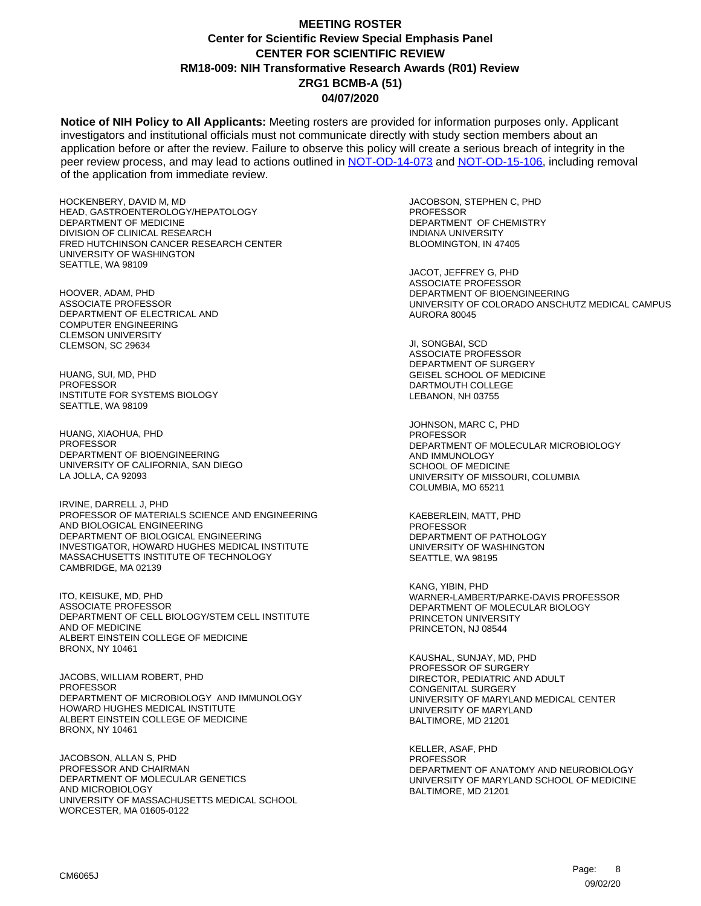# MEETING ROSTER
## Center for Scientific Review Special Emphasis Panel
## CENTER FOR SCIENTIFIC REVIEW
## RM18-009: NIH Transformative Research Awards (R01) Review
## ZRG1 BCMB-A (51)
## 04/07/2020

**Notice of NIH Policy to All Applicants:** Meeting rosters are provided for information purposes only. Applicant investigators and institutional officials must not communicate directly with study section members about an application before or after the review. Failure to observe this policy will create a serious breach of integrity in the peer review process, and may lead to actions outlined in NOT-OD-14-073 and NOT-OD-15-106, including removal of the application from immediate review.

HOCKENBERY, DAVID M, MD
HEAD, GASTROENTEROLOGY/HEPATOLOGY
DEPARTMENT OF MEDICINE
DIVISION OF CLINICAL RESEARCH
FRED HUTCHINSON CANCER RESEARCH CENTER
UNIVERSITY OF WASHINGTON
SEATTLE, WA 98109

HOOVER, ADAM, PHD
ASSOCIATE PROFESSOR
DEPARTMENT OF ELECTRICAL AND
COMPUTER ENGINEERING
CLEMSON UNIVERSITY
CLEMSON, SC 29634

HUANG, SUI, MD, PHD
PROFESSOR
INSTITUTE FOR SYSTEMS BIOLOGY
SEATTLE, WA 98109

HUANG, XIAOHUA, PHD
PROFESSOR
DEPARTMENT OF BIOENGINEERING
UNIVERSITY OF CALIFORNIA, SAN DIEGO
LA JOLLA, CA 92093

IRVINE, DARRELL J, PHD
PROFESSOR OF MATERIALS SCIENCE AND ENGINEERING
AND BIOLOGICAL ENGINEERING
DEPARTMENT OF BIOLOGICAL ENGINEERING
INVESTIGATOR, HOWARD HUGHES MEDICAL INSTITUTE
MASSACHUSETTS INSTITUTE OF TECHNOLOGY
CAMBRIDGE, MA 02139

ITO, KEISUKE, MD, PHD
ASSOCIATE PROFESSOR
DEPARTMENT OF CELL BIOLOGY/STEM CELL INSTITUTE
AND OF MEDICINE
ALBERT EINSTEIN COLLEGE OF MEDICINE
BRONX, NY 10461

JACOBS, WILLIAM ROBERT, PHD
PROFESSOR
DEPARTMENT OF MICROBIOLOGY AND IMMUNOLOGY
HOWARD HUGHES MEDICAL INSTITUTE
ALBERT EINSTEIN COLLEGE OF MEDICINE
BRONX, NY 10461

JACOBSON, ALLAN S, PHD
PROFESSOR AND CHAIRMAN
DEPARTMENT OF MOLECULAR GENETICS
AND MICROBIOLOGY
UNIVERSITY OF MASSACHUSETTS MEDICAL SCHOOL
WORCESTER, MA 01605-0122

JACOBSON, STEPHEN C, PHD
PROFESSOR
DEPARTMENT OF CHEMISTRY
INDIANA UNIVERSITY
BLOOMINGTON, IN 47405

JACOT, JEFFREY G, PHD
ASSOCIATE PROFESSOR
DEPARTMENT OF BIOENGINEERING
UNIVERSITY OF COLORADO ANSCHUTZ MEDICAL CAMPUS
AURORA 80045

JI, SONGBAI, SCD
ASSOCIATE PROFESSOR
DEPARTMENT OF SURGERY
GEISEL SCHOOL OF MEDICINE
DARTMOUTH COLLEGE
LEBANON, NH 03755

JOHNSON, MARC C, PHD
PROFESSOR
DEPARTMENT OF MOLECULAR MICROBIOLOGY
AND IMMUNOLOGY
SCHOOL OF MEDICINE
UNIVERSITY OF MISSOURI, COLUMBIA
COLUMBIA, MO 65211

KAEBERLEIN, MATT, PHD
PROFESSOR
DEPARTMENT OF PATHOLOGY
UNIVERSITY OF WASHINGTON
SEATTLE, WA 98195

KANG, YIBIN, PHD
WARNER-LAMBERT/PARKE-DAVIS PROFESSOR
DEPARTMENT OF MOLECULAR BIOLOGY
PRINCETON UNIVERSITY
PRINCETON, NJ 08544

KAUSHAL, SUNJAY, MD, PHD
PROFESSOR OF SURGERY
DIRECTOR, PEDIATRIC AND ADULT
CONGENITAL SURGERY
UNIVERSITY OF MARYLAND MEDICAL CENTER
UNIVERSITY OF MARYLAND
BALTIMORE, MD 21201

KELLER, ASAF, PHD
PROFESSOR
DEPARTMENT OF ANATOMY AND NEUROBIOLOGY
UNIVERSITY OF MARYLAND SCHOOL OF MEDICINE
BALTIMORE, MD 21201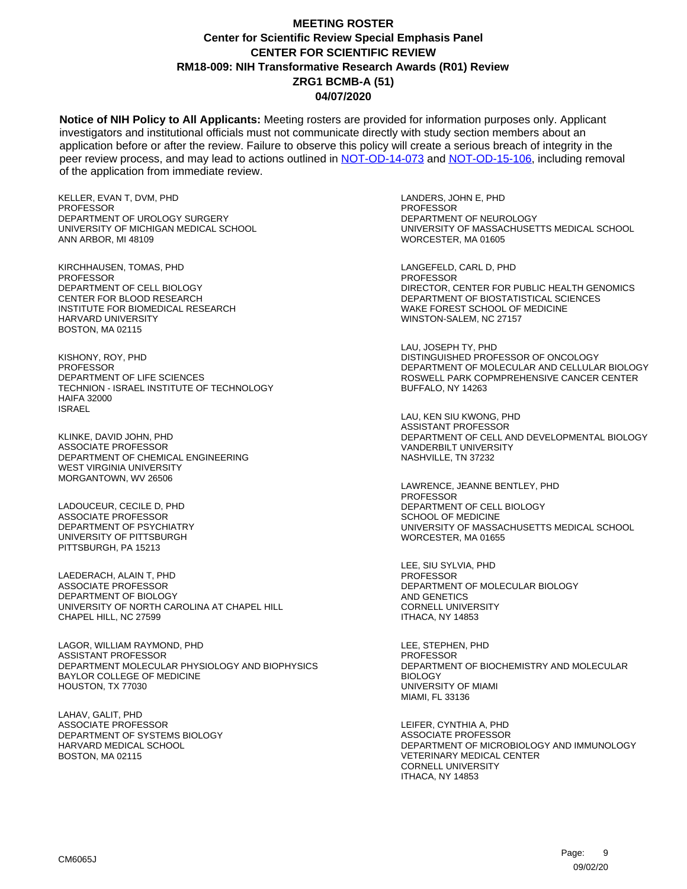# MEETING ROSTER
## Center for Scientific Review Special Emphasis Panel
## CENTER FOR SCIENTIFIC REVIEW
## RM18-009: NIH Transformative Research Awards (R01) Review
## ZRG1 BCMB-A (51)
## 04/07/2020

**Notice of NIH Policy to All Applicants:** Meeting rosters are provided for information purposes only. Applicant investigators and institutional officials must not communicate directly with study section members about an application before or after the review. Failure to observe this policy will create a serious breach of integrity in the peer review process, and may lead to actions outlined in [NOT-OD-14-073](NOT-OD-14-073) and [NOT-OD-15-106](NOT-OD-15-106), including removal of the application from immediate review.

KELLER, EVAN T, DVM, PHD
PROFESSOR
DEPARTMENT OF UROLOGY SURGERY
UNIVERSITY OF MICHIGAN MEDICAL SCHOOL
ANN ARBOR, MI 48109

KIRCHHAUSEN, TOMAS, PHD
PROFESSOR
DEPARTMENT OF CELL BIOLOGY
CENTER FOR BLOOD RESEARCH
INSTITUTE FOR BIOMEDICAL RESEARCH
HARVARD UNIVERSITY
BOSTON, MA 02115

KISHONY, ROY, PHD
PROFESSOR
DEPARTMENT OF LIFE SCIENCES
TECHNION - ISRAEL INSTITUTE OF TECHNOLOGY
HAIFA 32000
ISRAEL

KLINKE, DAVID JOHN, PHD
ASSOCIATE PROFESSOR
DEPARTMENT OF CHEMICAL ENGINEERING
WEST VIRGINIA UNIVERSITY
MORGANTOWN, WV 26506

LADOUCEUR, CECILE D, PHD
ASSOCIATE PROFESSOR
DEPARTMENT OF PSYCHIATRY
UNIVERSITY OF PITTSBURGH
PITTSBURGH, PA 15213

LAEDERACH, ALAIN T, PHD
ASSOCIATE PROFESSOR
DEPARTMENT OF BIOLOGY
UNIVERSITY OF NORTH CAROLINA AT CHAPEL HILL
CHAPEL HILL, NC 27599

LAGOR, WILLIAM RAYMOND, PHD
ASSISTANT PROFESSOR
DEPARTMENT MOLECULAR PHYSIOLOGY AND BIOPHYSICS
BAYLOR COLLEGE OF MEDICINE
HOUSTON, TX 77030

LAHAV, GALIT, PHD
ASSOCIATE PROFESSOR
DEPARTMENT OF SYSTEMS BIOLOGY
HARVARD MEDICAL SCHOOL
BOSTON, MA 02115

LANDERS, JOHN E, PHD
PROFESSOR
DEPARTMENT OF NEUROLOGY
UNIVERSITY OF MASSACHUSETTS MEDICAL SCHOOL
WORCESTER, MA 01605

LANGEFELD, CARL D, PHD
PROFESSOR
DIRECTOR, CENTER FOR PUBLIC HEALTH GENOMICS
DEPARTMENT OF BIOSTATISTICAL SCIENCES
WAKE FOREST SCHOOL OF MEDICINE
WINSTON-SALEM, NC 27157

LAU, JOSEPH TY, PHD
DISTINGUISHED PROFESSOR OF ONCOLOGY
DEPARTMENT OF MOLECULAR AND CELLULAR BIOLOGY
ROSWELL PARK COPMPREHENSIVE CANCER CENTER
BUFFALO, NY 14263

LAU, KEN SIU KWONG, PHD
ASSISTANT PROFESSOR
DEPARTMENT OF CELL AND DEVELOPMENTAL BIOLOGY
VANDERBILT UNIVERSITY
NASHVILLE, TN 37232

LAWRENCE, JEANNE BENTLEY, PHD
PROFESSOR
DEPARTMENT OF CELL BIOLOGY
SCHOOL OF MEDICINE
UNIVERSITY OF MASSACHUSETTS MEDICAL SCHOOL
WORCESTER, MA 01655

LEE, SIU SYLVIA, PHD
PROFESSOR
DEPARTMENT OF MOLECULAR BIOLOGY
AND GENETICS
CORNELL UNIVERSITY
ITHACA, NY 14853

LEE, STEPHEN, PHD
PROFESSOR
DEPARTMENT OF BIOCHEMISTRY AND MOLECULAR
BIOLOGY
UNIVERSITY OF MIAMI
MIAMI, FL 33136

LEIFER, CYNTHIA A, PHD
ASSOCIATE PROFESSOR
DEPARTMENT OF MICROBIOLOGY AND IMMUNOLOGY
VETERINARY MEDICAL CENTER
CORNELL UNIVERSITY
ITHACA, NY 14853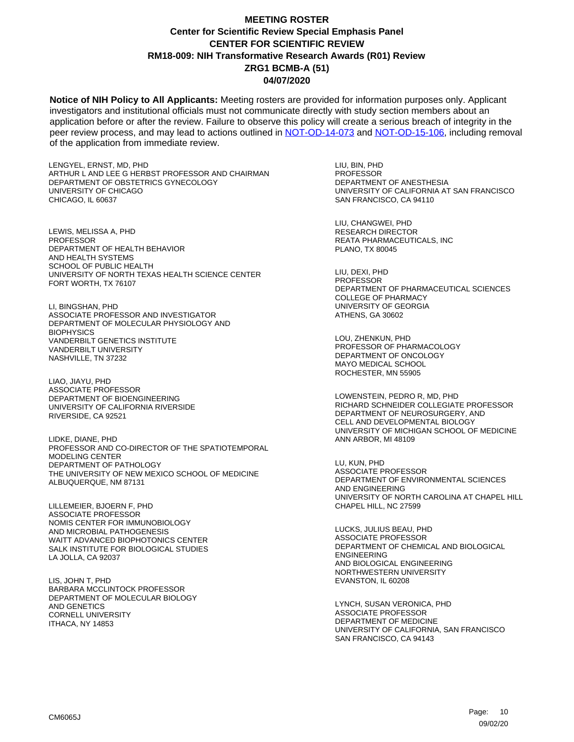# MEETING ROSTER
## Center for Scientific Review Special Emphasis Panel
## CENTER FOR SCIENTIFIC REVIEW
## RM18-009: NIH Transformative Research Awards (R01) Review
## ZRG1 BCMB-A (51)
## 04/07/2020

**Notice of NIH Policy to All Applicants:** Meeting rosters are provided for information purposes only. Applicant investigators and institutional officials must not communicate directly with study section members about an application before or after the review. Failure to observe this policy will create a serious breach of integrity in the peer review process, and may lead to actions outlined in NOT-OD-14-073 and NOT-OD-15-106, including removal of the application from immediate review.

LENGYEL, ERNST, MD, PHD
ARTHUR L AND LEE G HERBST PROFESSOR AND CHAIRMAN
DEPARTMENT OF OBSTETRICS GYNECOLOGY
UNIVERSITY OF CHICAGO
CHICAGO, IL 60637

LEWIS, MELISSA A, PHD
PROFESSOR
DEPARTMENT OF HEALTH BEHAVIOR
AND HEALTH SYSTEMS
SCHOOL OF PUBLIC HEALTH
UNIVERSITY OF NORTH TEXAS HEALTH SCIENCE CENTER
FORT WORTH, TX 76107

LI, BINGSHAN, PHD
ASSOCIATE PROFESSOR AND INVESTIGATOR
DEPARTMENT OF MOLECULAR PHYSIOLOGY AND
BIOPHYSICS
VANDERBILT GENETICS INSTITUTE
VANDERBILT UNIVERSITY
NASHVILLE, TN 37232

LIAO, JIAYU, PHD
ASSOCIATE PROFESSOR
DEPARTMENT OF BIOENGINEERING
UNIVERSITY OF CALIFORNIA RIVERSIDE
RIVERSIDE, CA 92521

LIDKE, DIANE, PHD
PROFESSOR AND CO-DIRECTOR OF THE SPATIOTEMPORAL
MODELING CENTER
DEPARTMENT OF PATHOLOGY
THE UNIVERSITY OF NEW MEXICO SCHOOL OF MEDICINE
ALBUQUERQUE, NM 87131

LILLEMEIER, BJOERN F, PHD
ASSOCIATE PROFESSOR
NOMIS CENTER FOR IMMUNOBIOLOGY
AND MICROBIAL PATHOGENESIS
WAITT ADVANCED BIOPHOTONICS CENTER
SALK INSTITUTE FOR BIOLOGICAL STUDIES
LA JOLLA, CA 92037

LIS, JOHN T, PHD
BARBARA MCCLINTOCK PROFESSOR
DEPARTMENT OF MOLECULAR BIOLOGY
AND GENETICS
CORNELL UNIVERSITY
ITHACA, NY 14853

LIU, BIN, PHD
PROFESSOR
DEPARTMENT OF ANESTHESIA
UNIVERSITY OF CALIFORNIA AT SAN FRANCISCO
SAN FRANCISCO, CA 94110

LIU, CHANGWEI, PHD
RESEARCH DIRECTOR
REATA PHARMACEUTICALS, INC
PLANO, TX 80045

LIU, DEXI, PHD
PROFESSOR
DEPARTMENT OF PHARMACEUTICAL SCIENCES
COLLEGE OF PHARMACY
UNIVERSITY OF GEORGIA
ATHENS, GA 30602

LOU, ZHENKUN, PHD
PROFESSOR OF PHARMACOLOGY
DEPARTMENT OF ONCOLOGY
MAYO MEDICAL SCHOOL
ROCHESTER, MN 55905

LOWENSTEIN, PEDRO R, MD, PHD
RICHARD SCHNEIDER COLLEGIATE PROFESSOR
DEPARTMENT OF NEUROSURGERY, AND
CELL AND DEVELOPMENTAL BIOLOGY
UNIVERSITY OF MICHIGAN SCHOOL OF MEDICINE
ANN ARBOR, MI 48109

LU, KUN, PHD
ASSOCIATE PROFESSOR
DEPARTMENT OF ENVIRONMENTAL SCIENCES
AND ENGINEERING
UNIVERSITY OF NORTH CAROLINA AT CHAPEL HILL
CHAPEL HILL, NC 27599

LUCKS, JULIUS BEAU, PHD
ASSOCIATE PROFESSOR
DEPARTMENT OF CHEMICAL AND BIOLOGICAL
ENGINEERING
AND BIOLOGICAL ENGINEERING
NORTHWESTERN UNIVERSITY
EVANSTON, IL 60208

LYNCH, SUSAN VERONICA, PHD
ASSOCIATE PROFESSOR
DEPARTMENT OF MEDICINE
UNIVERSITY OF CALIFORNIA, SAN FRANCISCO
SAN FRANCISCO, CA 94143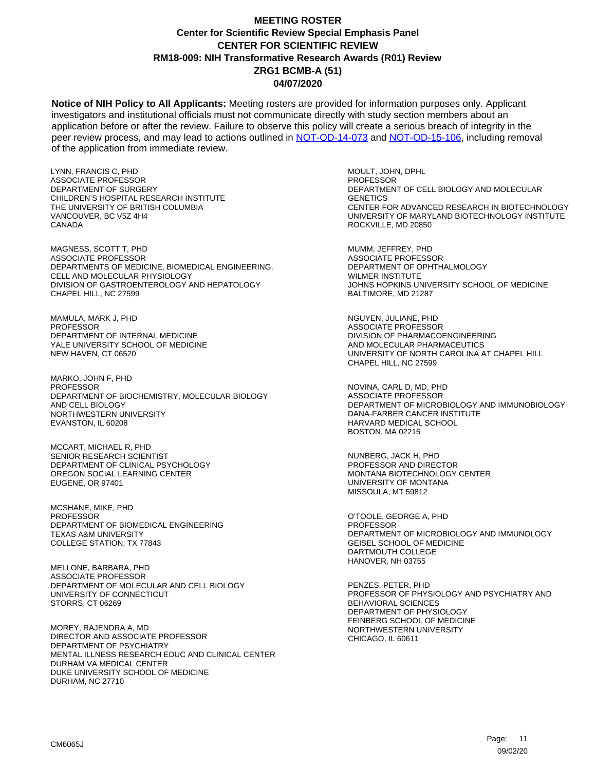**MEETING ROSTER**
**Center for Scientific Review Special Emphasis Panel**
**CENTER FOR SCIENTIFIC REVIEW**
**RM18-009: NIH Transformative Research Awards (R01) Review**
**ZRG1 BCMB-A (51)**
**04/07/2020**

**Notice of NIH Policy to All Applicants:** Meeting rosters are provided for information purposes only. Applicant investigators and institutional officials must not communicate directly with study section members about an application before or after the review. Failure to observe this policy will create a serious breach of integrity in the peer review process, and may lead to actions outlined in NOT-OD-14-073 and NOT-OD-15-106, including removal of the application from immediate review.

LYNN, FRANCIS C, PHD
ASSOCIATE PROFESSOR
DEPARTMENT OF SURGERY
CHILDREN'S HOSPITAL RESEARCH INSTITUTE
THE UNIVERSITY OF BRITISH COLUMBIA
VANCOUVER, BC V5Z 4H4
CANADA

MAGNESS, SCOTT T, PHD
ASSOCIATE PROFESSOR
DEPARTMENTS OF MEDICINE, BIOMEDICAL ENGINEERING, CELL AND MOLECULAR PHYSIOLOGY
DIVISION OF GASTROENTEROLOGY AND HEPATOLOGY
CHAPEL HILL, NC 27599

MAMULA, MARK J, PHD
PROFESSOR
DEPARTMENT OF INTERNAL MEDICINE
YALE UNIVERSITY SCHOOL OF MEDICINE
NEW HAVEN, CT 06520

MARKO, JOHN F, PHD
PROFESSOR
DEPARTMENT OF BIOCHEMISTRY, MOLECULAR BIOLOGY AND CELL BIOLOGY
NORTHWESTERN UNIVERSITY
EVANSTON, IL 60208

MCCART, MICHAEL R, PHD
SENIOR RESEARCH SCIENTIST
DEPARTMENT OF CLINICAL PSYCHOLOGY
OREGON SOCIAL LEARNING CENTER
EUGENE, OR 97401

MCSHANE, MIKE, PHD
PROFESSOR
DEPARTMENT OF BIOMEDICAL ENGINEERING
TEXAS A&M UNIVERSITY
COLLEGE STATION, TX 77843

MELLONE, BARBARA, PHD
ASSOCIATE PROFESSOR
DEPARTMENT OF MOLECULAR AND CELL BIOLOGY
UNIVERSITY OF CONNECTICUT
STORRS, CT 06269

MOREY, RAJENDRA A, MD
DIRECTOR AND ASSOCIATE PROFESSOR
DEPARTMENT OF PSYCHIATRY
MENTAL ILLNESS RESEARCH EDUC AND CLINICAL CENTER
DURHAM VA MEDICAL CENTER
DUKE UNIVERSITY SCHOOL OF MEDICINE
DURHAM, NC 27710

MOULT, JOHN, DPHL
PROFESSOR
DEPARTMENT OF CELL BIOLOGY AND MOLECULAR GENETICS
CENTER FOR ADVANCED RESEARCH IN BIOTECHNOLOGY
UNIVERSITY OF MARYLAND BIOTECHNOLOGY INSTITUTE
ROCKVILLE, MD 20850

MUMM, JEFFREY, PHD
ASSOCIATE PROFESSOR
DEPARTMENT OF OPHTHALMOLOGY
WILMER INSTITUTE
JOHNS HOPKINS UNIVERSITY SCHOOL OF MEDICINE
BALTIMORE, MD 21287

NGUYEN, JULIANE, PHD
ASSOCIATE PROFESSOR
DIVISION OF PHARMACOENGINEERING AND MOLECULAR PHARMACEUTICS
UNIVERSITY OF NORTH CAROLINA AT CHAPEL HILL
CHAPEL HILL, NC 27599

NOVINA, CARL D, MD, PHD
ASSOCIATE PROFESSOR
DEPARTMENT OF MICROBIOLOGY AND IMMUNOBIOLOGY
DANA-FARBER CANCER INSTITUTE
HARVARD MEDICAL SCHOOL
BOSTON, MA 02215

NUNBERG, JACK H, PHD
PROFESSOR AND DIRECTOR
MONTANA BIOTECHNOLOGY CENTER
UNIVERSITY OF MONTANA
MISSOULA, MT 59812

O'TOOLE, GEORGE A, PHD
PROFESSOR
DEPARTMENT OF MICROBIOLOGY AND IMMUNOLOGY
GEISEL SCHOOL OF MEDICINE
DARTMOUTH COLLEGE
HANOVER, NH 03755

PENZES, PETER, PHD
PROFESSOR OF PHYSIOLOGY AND PSYCHIATRY AND BEHAVIORAL SCIENCES
DEPARTMENT OF PHYSIOLOGY
FEINBERG SCHOOL OF MEDICINE
NORTHWESTERN UNIVERSITY
CHICAGO, IL 60611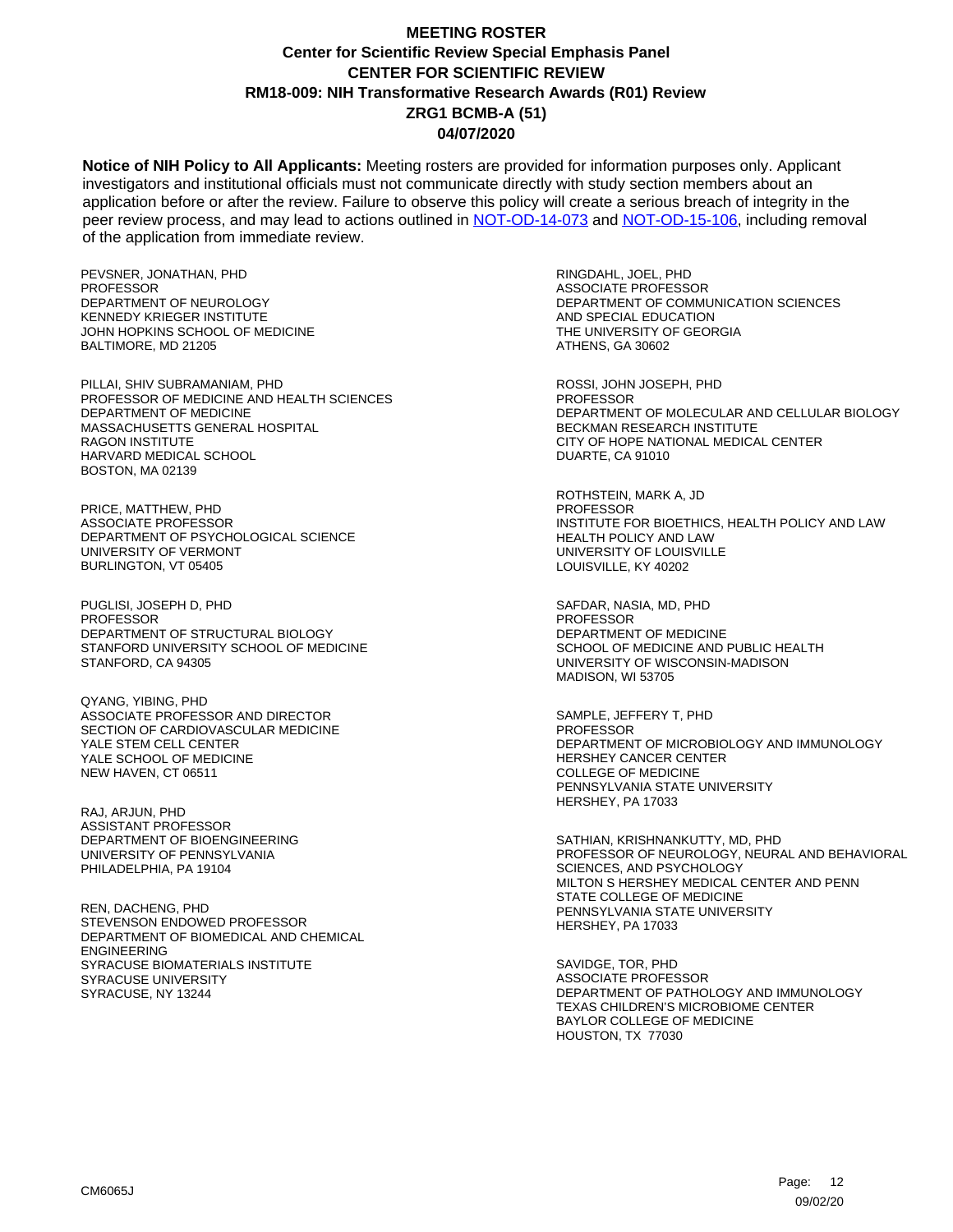# MEETING ROSTER
## Center for Scientific Review Special Emphasis Panel
## CENTER FOR SCIENTIFIC REVIEW
## RM18-009: NIH Transformative Research Awards (R01) Review
## ZRG1 BCMB-A (51)
## 04/07/2020

**Notice of NIH Policy to All Applicants:** Meeting rosters are provided for information purposes only. Applicant investigators and institutional officials must not communicate directly with study section members about an application before or after the review. Failure to observe this policy will create a serious breach of integrity in the peer review process, and may lead to actions outlined in NOT-OD-14-073 and NOT-OD-15-106, including removal of the application from immediate review.

PEVSNER, JONATHAN, PHD
PROFESSOR
DEPARTMENT OF NEUROLOGY
KENNEDY KRIEGER INSTITUTE
JOHN HOPKINS SCHOOL OF MEDICINE
BALTIMORE, MD 21205

PILLAI, SHIV SUBRAMANIAM, PHD
PROFESSOR OF MEDICINE AND HEALTH SCIENCES
DEPARTMENT OF MEDICINE
MASSACHUSETTS GENERAL HOSPITAL
RAGON INSTITUTE
HARVARD MEDICAL SCHOOL
BOSTON, MA 02139

PRICE, MATTHEW, PHD
ASSOCIATE PROFESSOR
DEPARTMENT OF PSYCHOLOGICAL SCIENCE
UNIVERSITY OF VERMONT
BURLINGTON, VT 05405

PUGLISI, JOSEPH D, PHD
PROFESSOR
DEPARTMENT OF STRUCTURAL BIOLOGY
STANFORD UNIVERSITY SCHOOL OF MEDICINE
STANFORD, CA 94305

QYANG, YIBING, PHD
ASSOCIATE PROFESSOR AND DIRECTOR
SECTION OF CARDIOVASCULAR MEDICINE
YALE STEM CELL CENTER
YALE SCHOOL OF MEDICINE
NEW HAVEN, CT 06511

RAJ, ARJUN, PHD
ASSISTANT PROFESSOR
DEPARTMENT OF BIOENGINEERING
UNIVERSITY OF PENNSYLVANIA
PHILADELPHIA, PA 19104

REN, DACHENG, PHD
STEVENSON ENDOWED PROFESSOR
DEPARTMENT OF BIOMEDICAL AND CHEMICAL ENGINEERING
SYRACUSE BIOMATERIALS INSTITUTE
SYRACUSE UNIVERSITY
SYRACUSE, NY 13244

RINGDAHL, JOEL, PHD
ASSOCIATE PROFESSOR
DEPARTMENT OF COMMUNICATION SCIENCES AND SPECIAL EDUCATION
THE UNIVERSITY OF GEORGIA
ATHENS, GA 30602

ROSSI, JOHN JOSEPH, PHD
PROFESSOR
DEPARTMENT OF MOLECULAR AND CELLULAR BIOLOGY
BECKMAN RESEARCH INSTITUTE
CITY OF HOPE NATIONAL MEDICAL CENTER
DUARTE, CA 91010

ROTHSTEIN, MARK A, JD
PROFESSOR
INSTITUTE FOR BIOETHICS, HEALTH POLICY AND LAW
HEALTH POLICY AND LAW
UNIVERSITY OF LOUISVILLE
LOUISVILLE, KY 40202

SAFDAR, NASIA, MD, PHD
PROFESSOR
DEPARTMENT OF MEDICINE
SCHOOL OF MEDICINE AND PUBLIC HEALTH
UNIVERSITY OF WISCONSIN-MADISON
MADISON, WI 53705

SAMPLE, JEFFERY T, PHD
PROFESSOR
DEPARTMENT OF MICROBIOLOGY AND IMMUNOLOGY
HERSHEY CANCER CENTER
COLLEGE OF MEDICINE
PENNSYLVANIA STATE UNIVERSITY
HERSHEY, PA 17033

SATHIAN, KRISHNANKUTTY, MD, PHD
PROFESSOR OF NEUROLOGY, NEURAL AND BEHAVIORAL SCIENCES, AND PSYCHOLOGY
MILTON S HERSHEY MEDICAL CENTER AND PENN STATE COLLEGE OF MEDICINE
PENNSYLVANIA STATE UNIVERSITY
HERSHEY, PA 17033

SAVIDGE, TOR, PHD
ASSOCIATE PROFESSOR
DEPARTMENT OF PATHOLOGY AND IMMUNOLOGY
TEXAS CHILDREN'S MICROBIOME CENTER
BAYLOR COLLEGE OF MEDICINE
HOUSTON, TX 77030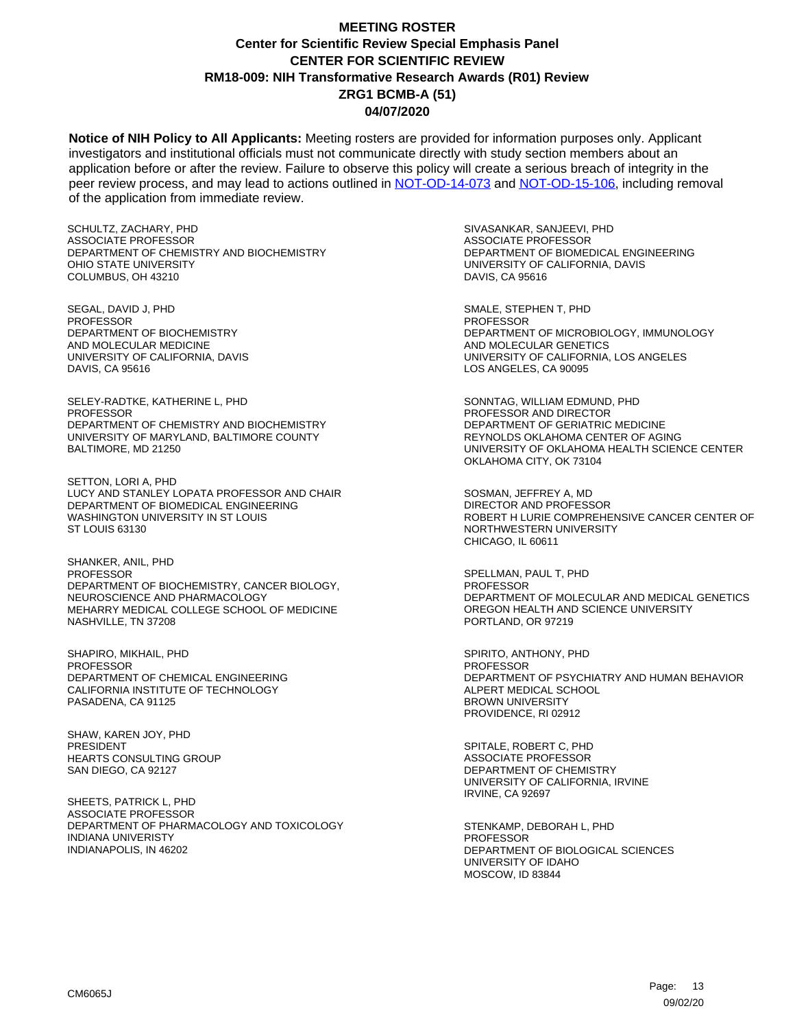# MEETING ROSTER
## Center for Scientific Review Special Emphasis Panel
## CENTER FOR SCIENTIFIC REVIEW
## RM18-009: NIH Transformative Research Awards (R01) Review
## ZRG1 BCMB-A (51)
## 04/07/2020

**Notice of NIH Policy to All Applicants:** Meeting rosters are provided for information purposes only. Applicant investigators and institutional officials must not communicate directly with study section members about an application before or after the review. Failure to observe this policy will create a serious breach of integrity in the peer review process, and may lead to actions outlined in NOT-OD-14-073 and NOT-OD-15-106, including removal of the application from immediate review.

SCHULTZ, ZACHARY, PHD
ASSOCIATE PROFESSOR
DEPARTMENT OF CHEMISTRY AND BIOCHEMISTRY
OHIO STATE UNIVERSITY
COLUMBUS, OH 43210

SEGAL, DAVID J, PHD
PROFESSOR
DEPARTMENT OF BIOCHEMISTRY
AND MOLECULAR MEDICINE
UNIVERSITY OF CALIFORNIA, DAVIS
DAVIS, CA 95616

SELEY-RADTKE, KATHERINE L, PHD
PROFESSOR
DEPARTMENT OF CHEMISTRY AND BIOCHEMISTRY
UNIVERSITY OF MARYLAND, BALTIMORE COUNTY
BALTIMORE, MD 21250

SETTON, LORI A, PHD
LUCY AND STANLEY LOPATA PROFESSOR AND CHAIR
DEPARTMENT OF BIOMEDICAL ENGINEERING
WASHINGTON UNIVERSITY IN ST LOUIS
ST LOUIS 63130

SHANKER, ANIL, PHD
PROFESSOR
DEPARTMENT OF BIOCHEMISTRY, CANCER BIOLOGY,
NEUROSCIENCE AND PHARMACOLOGY
MEHARRY MEDICAL COLLEGE SCHOOL OF MEDICINE
NASHVILLE, TN 37208

SHAPIRO, MIKHAIL, PHD
PROFESSOR
DEPARTMENT OF CHEMICAL ENGINEERING
CALIFORNIA INSTITUTE OF TECHNOLOGY
PASADENA, CA 91125

SHAW, KAREN JOY, PHD
PRESIDENT
HEARTS CONSULTING GROUP
SAN DIEGO, CA 92127

SHEETS, PATRICK L, PHD
ASSOCIATE PROFESSOR
DEPARTMENT OF PHARMACOLOGY AND TOXICOLOGY
INDIANA UNIVERISTY
INDIANAPOLIS, IN 46202

SIVASANKAR, SANJEEVI, PHD
ASSOCIATE PROFESSOR
DEPARTMENT OF BIOMEDICAL ENGINEERING
UNIVERSITY OF CALIFORNIA, DAVIS
DAVIS, CA 95616

SMALE, STEPHEN T, PHD
PROFESSOR
DEPARTMENT OF MICROBIOLOGY, IMMUNOLOGY
AND MOLECULAR GENETICS
UNIVERSITY OF CALIFORNIA, LOS ANGELES
LOS ANGELES, CA 90095

SONNTAG, WILLIAM EDMUND, PHD
PROFESSOR AND DIRECTOR
DEPARTMENT OF GERIATRIC MEDICINE
REYNOLDS OKLAHOMA CENTER OF AGING
UNIVERSITY OF OKLAHOMA HEALTH SCIENCE CENTER
OKLAHOMA CITY, OK 73104

SOSMAN, JEFFREY A, MD
DIRECTOR AND PROFESSOR
ROBERT H LURIE COMPREHENSIVE CANCER CENTER OF
NORTHWESTERN UNIVERSITY
CHICAGO, IL 60611

SPELLMAN, PAUL T, PHD
PROFESSOR
DEPARTMENT OF MOLECULAR AND MEDICAL GENETICS
OREGON HEALTH AND SCIENCE UNIVERSITY
PORTLAND, OR 97219

SPIRITO, ANTHONY, PHD
PROFESSOR
DEPARTMENT OF PSYCHIATRY AND HUMAN BEHAVIOR
ALPERT MEDICAL SCHOOL
BROWN UNIVERSITY
PROVIDENCE, RI 02912

SPITALE, ROBERT C, PHD
ASSOCIATE PROFESSOR
DEPARTMENT OF CHEMISTRY
UNIVERSITY OF CALIFORNIA, IRVINE
IRVINE, CA 92697

STENKAMP, DEBORAH L, PHD
PROFESSOR
DEPARTMENT OF BIOLOGICAL SCIENCES
UNIVERSITY OF IDAHO
MOSCOW, ID 83844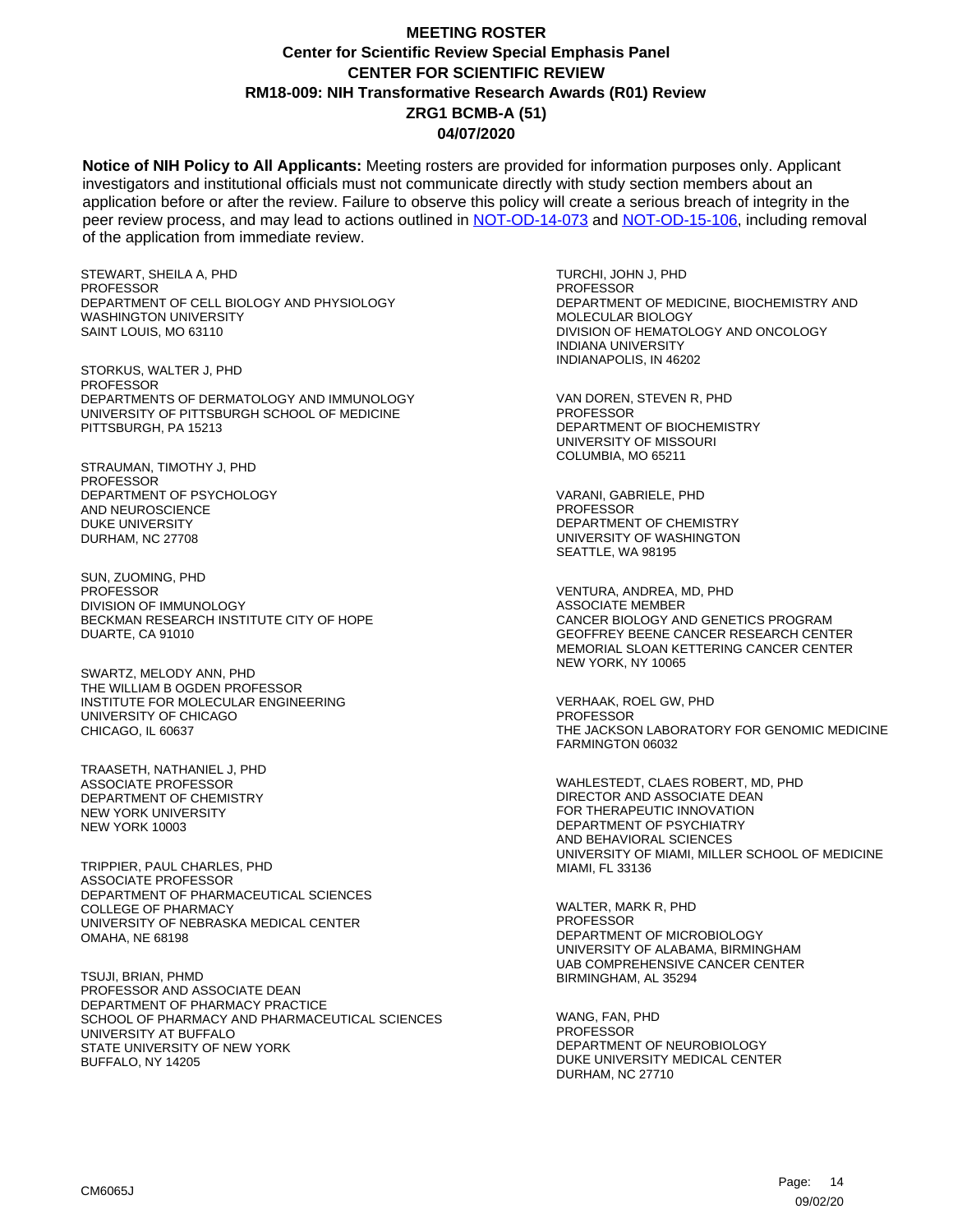# MEETING ROSTER
## Center for Scientific Review Special Emphasis Panel
## CENTER FOR SCIENTIFIC REVIEW
## RM18-009: NIH Transformative Research Awards (R01) Review
## ZRG1 BCMB-A (51)
## 04/07/2020

**Notice of NIH Policy to All Applicants:** Meeting rosters are provided for information purposes only. Applicant investigators and institutional officials must not communicate directly with study section members about an application before or after the review. Failure to observe this policy will create a serious breach of integrity in the peer review process, and may lead to actions outlined in NOT-OD-14-073 and NOT-OD-15-106, including removal of the application from immediate review.

STEWART, SHEILA A, PHD
PROFESSOR
DEPARTMENT OF CELL BIOLOGY AND PHYSIOLOGY
WASHINGTON UNIVERSITY
SAINT LOUIS, MO 63110

STORKUS, WALTER J, PHD
PROFESSOR
DEPARTMENTS OF DERMATOLOGY AND IMMUNOLOGY
UNIVERSITY OF PITTSBURGH SCHOOL OF MEDICINE
PITTSBURGH, PA 15213

STRAUMAN, TIMOTHY J, PHD
PROFESSOR
DEPARTMENT OF PSYCHOLOGY
AND NEUROSCIENCE
DUKE UNIVERSITY
DURHAM, NC 27708

SUN, ZUOMING, PHD
PROFESSOR
DIVISION OF IMMUNOLOGY
BECKMAN RESEARCH INSTITUTE CITY OF HOPE
DUARTE, CA 91010

SWARTZ, MELODY ANN, PHD
THE WILLIAM B OGDEN PROFESSOR
INSTITUTE FOR MOLECULAR ENGINEERING
UNIVERSITY OF CHICAGO
CHICAGO, IL 60637

TRAASETH, NATHANIEL J, PHD
ASSOCIATE PROFESSOR
DEPARTMENT OF CHEMISTRY
NEW YORK UNIVERSITY
NEW YORK 10003

TRIPPIER, PAUL CHARLES, PHD
ASSOCIATE PROFESSOR
DEPARTMENT OF PHARMACEUTICAL SCIENCES
COLLEGE OF PHARMACY
UNIVERSITY OF NEBRASKA MEDICAL CENTER
OMAHA, NE 68198

TSUJI, BRIAN, PHMD
PROFESSOR AND ASSOCIATE DEAN
DEPARTMENT OF PHARMACY PRACTICE
SCHOOL OF PHARMACY AND PHARMACEUTICAL SCIENCES
UNIVERSITY AT BUFFALO
STATE UNIVERSITY OF NEW YORK
BUFFALO, NY 14205

TURCHI, JOHN J, PHD
PROFESSOR
DEPARTMENT OF MEDICINE, BIOCHEMISTRY AND
MOLECULAR BIOLOGY
DIVISION OF HEMATOLOGY AND ONCOLOGY
INDIANA UNIVERSITY
INDIANAPOLIS, IN 46202

VAN DOREN, STEVEN R, PHD
PROFESSOR
DEPARTMENT OF BIOCHEMISTRY
UNIVERSITY OF MISSOURI
COLUMBIA, MO 65211

VARANI, GABRIELE, PHD
PROFESSOR
DEPARTMENT OF CHEMISTRY
UNIVERSITY OF WASHINGTON
SEATTLE, WA 98195

VENTURA, ANDREA, MD, PHD
ASSOCIATE MEMBER
CANCER BIOLOGY AND GENETICS PROGRAM
GEOFFREY BEENE CANCER RESEARCH CENTER
MEMORIAL SLOAN KETTERING CANCER CENTER
NEW YORK, NY 10065

VERHAAK, ROEL GW, PHD
PROFESSOR
THE JACKSON LABORATORY FOR GENOMIC MEDICINE
FARMINGTON 06032

WAHLESTEDT, CLAES ROBERT, MD, PHD
DIRECTOR AND ASSOCIATE DEAN
FOR THERAPEUTIC INNOVATION
DEPARTMENT OF PSYCHIATRY
AND BEHAVIORAL SCIENCES
UNIVERSITY OF MIAMI, MILLER SCHOOL OF MEDICINE
MIAMI, FL 33136

WALTER, MARK R, PHD
PROFESSOR
DEPARTMENT OF MICROBIOLOGY
UNIVERSITY OF ALABAMA, BIRMINGHAM
UAB COMPREHENSIVE CANCER CENTER
BIRMINGHAM, AL 35294

WANG, FAN, PHD
PROFESSOR
DEPARTMENT OF NEUROBIOLOGY
DUKE UNIVERSITY MEDICAL CENTER
DURHAM, NC 27710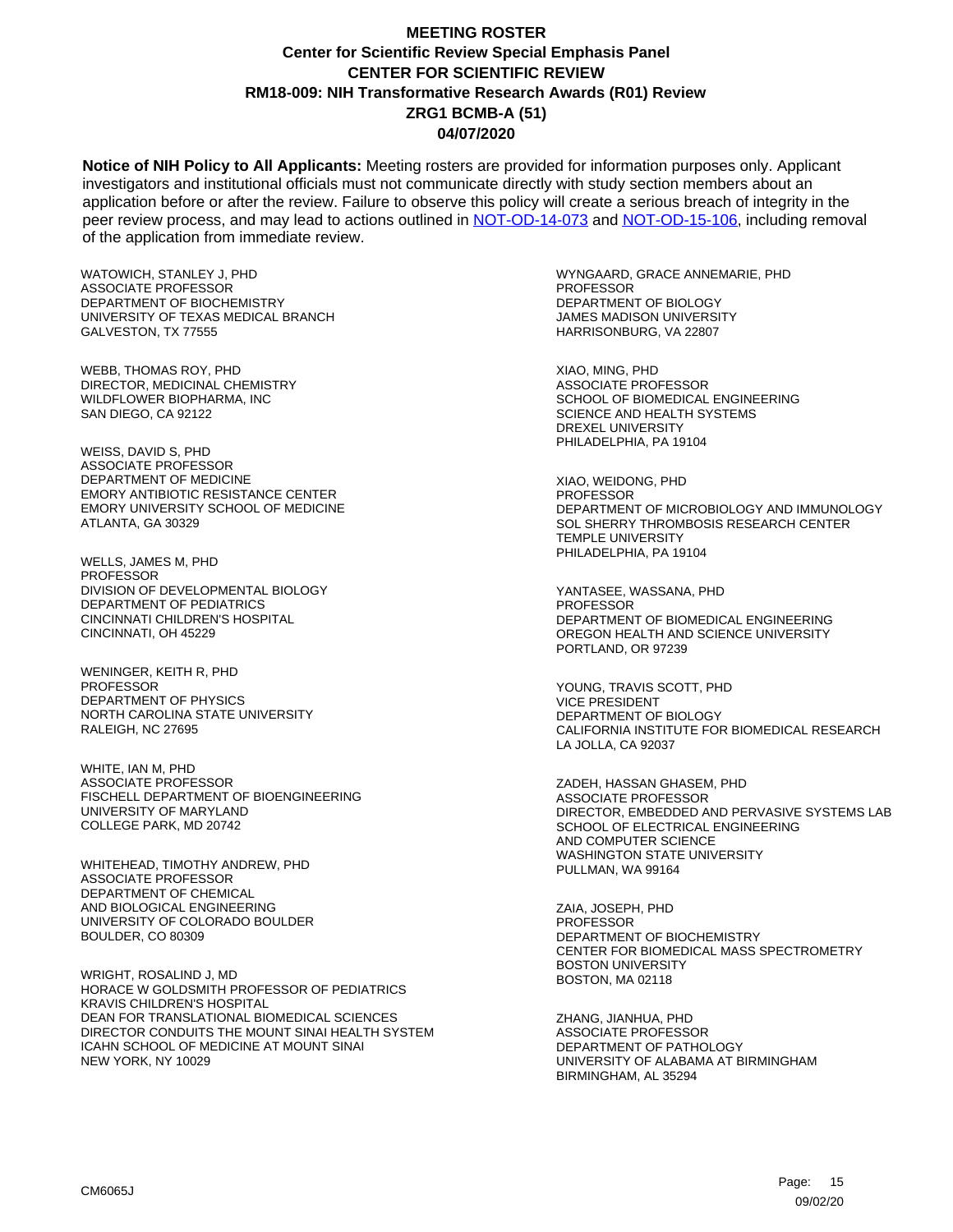# MEETING ROSTER

## Center for Scientific Review Special Emphasis Panel

## CENTER FOR SCIENTIFIC REVIEW

## RM18-009: NIH Transformative Research Awards (R01) Review

## ZRG1 BCMB-A (51)

## 04/07/2020

**Notice of NIH Policy to All Applicants:** Meeting rosters are provided for information purposes only. Applicant investigators and institutional officials must not communicate directly with study section members about an application before or after the review. Failure to observe this policy will create a serious breach of integrity in the peer review process, and may lead to actions outlined in [NOT-OD-14-073] and [NOT-OD-15-106], including removal of the application from immediate review.

WATOWICH, STANLEY J, PHD
ASSOCIATE PROFESSOR
DEPARTMENT OF BIOCHEMISTRY
UNIVERSITY OF TEXAS MEDICAL BRANCH
GALVESTON, TX 77555

WEBB, THOMAS ROY, PHD
DIRECTOR, MEDICINAL CHEMISTRY
WILDFLOWER BIOPHARMA, INC
SAN DIEGO, CA 92122

WEISS, DAVID S, PHD
ASSOCIATE PROFESSOR
DEPARTMENT OF MEDICINE
EMORY ANTIBIOTIC RESISTANCE CENTER
EMORY UNIVERSITY SCHOOL OF MEDICINE
ATLANTA, GA 30329

WELLS, JAMES M, PHD
PROFESSOR
DIVISION OF DEVELOPMENTAL BIOLOGY
DEPARTMENT OF PEDIATRICS
CINCINNATI CHILDREN'S HOSPITAL
CINCINNATI, OH 45229

WENINGER, KEITH R, PHD
PROFESSOR
DEPARTMENT OF PHYSICS
NORTH CAROLINA STATE UNIVERSITY
RALEIGH, NC 27695

WHITE, IAN M, PHD
ASSOCIATE PROFESSOR
FISCHELL DEPARTMENT OF BIOENGINEERING
UNIVERSITY OF MARYLAND
COLLEGE PARK, MD 20742

WHITEHEAD, TIMOTHY ANDREW, PHD
ASSOCIATE PROFESSOR
DEPARTMENT OF CHEMICAL
AND BIOLOGICAL ENGINEERING
UNIVERSITY OF COLORADO BOULDER
BOULDER, CO 80309

WRIGHT, ROSALIND J, MD
HORACE W GOLDSMITH PROFESSOR OF PEDIATRICS
KRAVIS CHILDREN'S HOSPITAL
DEAN FOR TRANSLATIONAL BIOMEDICAL SCIENCES
DIRECTOR CONDUITS THE MOUNT SINAI HEALTH SYSTEM
ICAHN SCHOOL OF MEDICINE AT MOUNT SINAI
NEW YORK, NY 10029

WYNGAARD, GRACE ANNEMARIE, PHD
PROFESSOR
DEPARTMENT OF BIOLOGY
JAMES MADISON UNIVERSITY
HARRISONBURG, VA 22807

XIAO, MING, PHD
ASSOCIATE PROFESSOR
SCHOOL OF BIOMEDICAL ENGINEERING
SCIENCE AND HEALTH SYSTEMS
DREXEL UNIVERSITY
PHILADELPHIA, PA 19104

XIAO, WEIDONG, PHD
PROFESSOR
DEPARTMENT OF MICROBIOLOGY AND IMMUNOLOGY
SOL SHERRY THROMBOSIS RESEARCH CENTER
TEMPLE UNIVERSITY
PHILADELPHIA, PA 19104

YANTASEE, WASSANA, PHD
PROFESSOR
DEPARTMENT OF BIOMEDICAL ENGINEERING
OREGON HEALTH AND SCIENCE UNIVERSITY
PORTLAND, OR 97239

YOUNG, TRAVIS SCOTT, PHD
VICE PRESIDENT
DEPARTMENT OF BIOLOGY
CALIFORNIA INSTITUTE FOR BIOMEDICAL RESEARCH
LA JOLLA, CA 92037

ZADEH, HASSAN GHASEM, PHD
ASSOCIATE PROFESSOR
DIRECTOR, EMBEDDED AND PERVASIVE SYSTEMS LAB
SCHOOL OF ELECTRICAL ENGINEERING
AND COMPUTER SCIENCE
WASHINGTON STATE UNIVERSITY
PULLMAN, WA 99164

ZAIA, JOSEPH, PHD
PROFESSOR
DEPARTMENT OF BIOCHEMISTRY
CENTER FOR BIOMEDICAL MASS SPECTROMETRY
BOSTON UNIVERSITY
BOSTON, MA 02118

ZHANG, JIANHUA, PHD
ASSOCIATE PROFESSOR
DEPARTMENT OF PATHOLOGY
UNIVERSITY OF ALABAMA AT BIRMINGHAM
BIRMINGHAM, AL 35294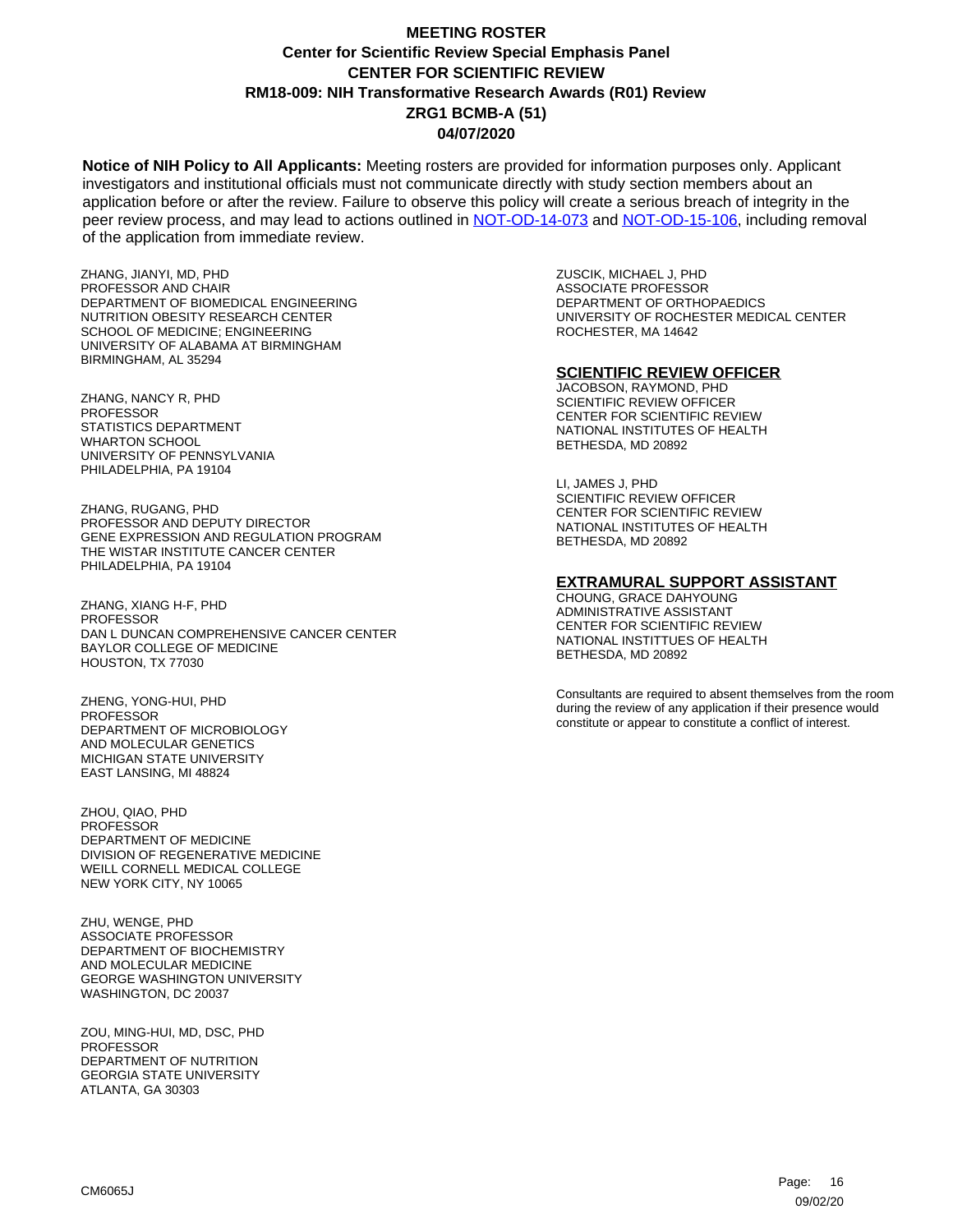# MEETING ROSTER
## Center for Scientific Review Special Emphasis Panel
## CENTER FOR SCIENTIFIC REVIEW
## RM18-009: NIH Transformative Research Awards (R01) Review
## ZRG1 BCMB-A (51)
## 04/07/2020

**Notice of NIH Policy to All Applicants:** Meeting rosters are provided for information purposes only. Applicant investigators and institutional officials must not communicate directly with study section members about an application before or after the review. Failure to observe this policy will create a serious breach of integrity in the peer review process, and may lead to actions outlined in NOT-OD-14-073 and NOT-OD-15-106, including removal of the application from immediate review.

ZHANG, JIANYI, MD, PHD
PROFESSOR AND CHAIR
DEPARTMENT OF BIOMEDICAL ENGINEERING
NUTRITION OBESITY RESEARCH CENTER
SCHOOL OF MEDICINE; ENGINEERING
UNIVERSITY OF ALABAMA AT BIRMINGHAM
BIRMINGHAM, AL 35294

ZHANG, NANCY R, PHD
PROFESSOR
STATISTICS DEPARTMENT
WHARTON SCHOOL
UNIVERSITY OF PENNSYLVANIA
PHILADELPHIA, PA 19104

ZHANG, RUGANG, PHD
PROFESSOR AND DEPUTY DIRECTOR
GENE EXPRESSION AND REGULATION PROGRAM
THE WISTAR INSTITUTE CANCER CENTER
PHILADELPHIA, PA 19104

ZHANG, XIANG H-F, PHD
PROFESSOR
DAN L DUNCAN COMPREHENSIVE CANCER CENTER
BAYLOR COLLEGE OF MEDICINE
HOUSTON, TX 77030

ZHENG, YONG-HUI, PHD
PROFESSOR
DEPARTMENT OF MICROBIOLOGY
AND MOLECULAR GENETICS
MICHIGAN STATE UNIVERSITY
EAST LANSING, MI 48824

ZHOU, QIAO, PHD
PROFESSOR
DEPARTMENT OF MEDICINE
DIVISION OF REGENERATIVE MEDICINE
WEILL CORNELL MEDICAL COLLEGE
NEW YORK CITY, NY 10065

ZHU, WENGE, PHD
ASSOCIATE PROFESSOR
DEPARTMENT OF BIOCHEMISTRY
AND MOLECULAR MEDICINE
GEORGE WASHINGTON UNIVERSITY
WASHINGTON, DC 20037

ZOU, MING-HUI, MD, DSC, PHD
PROFESSOR
DEPARTMENT OF NUTRITION
GEORGIA STATE UNIVERSITY
ATLANTA, GA 30303

ZUSCIK, MICHAEL J, PHD
ASSOCIATE PROFESSOR
DEPARTMENT OF ORTHOPAEDICS
UNIVERSITY OF ROCHESTER MEDICAL CENTER
ROCHESTER, MA 14642

### SCIENTIFIC REVIEW OFFICER

JACOBSON, RAYMOND, PHD
SCIENTIFIC REVIEW OFFICER
CENTER FOR SCIENTIFIC REVIEW
NATIONAL INSTITUTES OF HEALTH
BETHESDA, MD 20892

LI, JAMES J, PHD
SCIENTIFIC REVIEW OFFICER
CENTER FOR SCIENTIFIC REVIEW
NATIONAL INSTITUTES OF HEALTH
BETHESDA, MD 20892

### EXTRAMURAL SUPPORT ASSISTANT

CHOUNG, GRACE DAHYOUNG
ADMINISTRATIVE ASSISTANT
CENTER FOR SCIENTIFIC REVIEW
NATIONAL INSTITTUES OF HEALTH
BETHESDA, MD 20892

Consultants are required to absent themselves from the room during the review of any application if their presence would constitute or appear to constitute a conflict of interest.